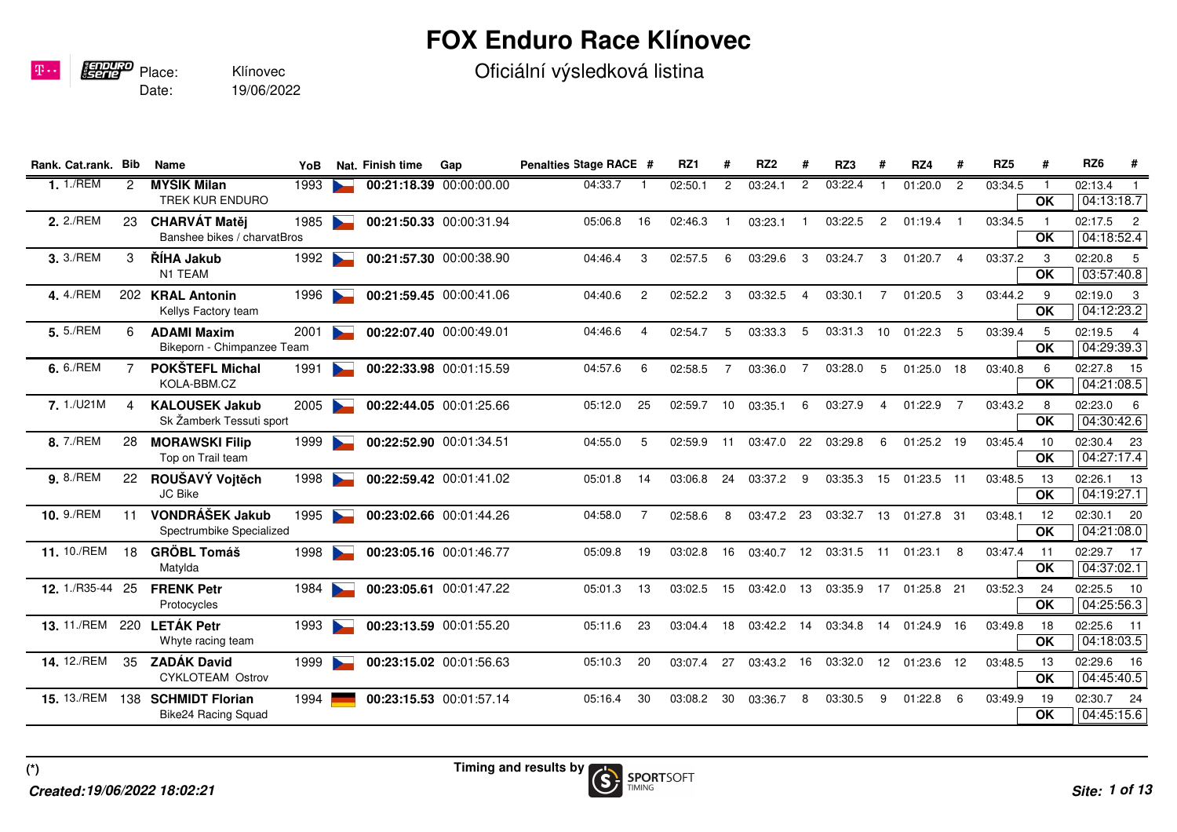# FOX Enduro Race Klínovec

Place: Klínovec
Date: 19/06/2022

## Oficiální výsledková listina

| Rank. | Cat.rank. | Bib | Name | YoB | Nat. | Finish time | Gap | Penalties | Stage RACE | # | RZ1 | # | RZ2 | # | RZ3 | # | RZ4 | # | RZ5 | # | RZ6 | # |
|---|---|---|---|---|---|---|---|---|---|---|---|---|---|---|---|---|---|---|---|---|---|---|
| **1.** | 1./REM | 2 | **MYSÍK Milan** TREK KUR ENDURO | 1993 | CZE | **00:21:18.39** | 00:00:00.00 | | 04:33.7 | 1 | 02:50.1 | 2 | 03:24.1 | 2 | 03:22.4 | 1 | 01:20.0 | 2 | 03:34.5 | 1 OK | 02:13.4 04:13:18.7 | 1 |
| **2.** | 2./REM | 23 | **CHARVÁT Matěj** Banshee bikes / charvatBros | 1985 | CZE | **00:21:50.33** | 00:00:31.94 | | 05:06.8 | 16 | 02:46.3 | 1 | 03:23.1 | 1 | 03:22.5 | 2 | 01:19.4 | 1 | 03:34.5 | 1 OK | 02:17.5 04:18:52.4 | 2 |
| **3.** | 3./REM | 3 | **ŘÍHA Jakub** N1 TEAM | 1992 | CZE | **00:21:57.30** | 00:00:38.90 | | 04:46.4 | 3 | 02:57.5 | 6 | 03:29.6 | 3 | 03:24.7 | 3 | 01:20.7 | 4 | 03:37.2 | 3 OK | 02:20.8 03:57:40.8 | 5 |
| **4.** | 4./REM | 202 | **KRAL Antonin** Kellys Factory team | 1996 | CZE | **00:21:59.45** | 00:00:41.06 | | 04:40.6 | 2 | 02:52.2 | 3 | 03:32.5 | 4 | 03:30.1 | 7 | 01:20.5 | 3 | 03:44.2 | 9 OK | 02:19.0 04:12:23.2 | 3 |
| **5.** | 5./REM | 6 | **ADAMI Maxim** Bikeporn - Chimpanzee Team | 2001 | CZE | **00:22:07.40** | 00:00:49.01 | | 04:46.6 | 4 | 02:54.7 | 5 | 03:33.3 | 5 | 03:31.3 | 10 | 01:22.3 | 5 | 03:39.4 | 5 OK | 02:19.5 04:29:39.3 | 4 |
| **6.** | 6./REM | 7 | **POKŠTEFL Michal** KOLA-BBM.CZ | 1991 | CZE | **00:22:33.98** | 00:01:15.59 | | 04:57.6 | 6 | 02:58.5 | 7 | 03:36.0 | 7 | 03:28.0 | 5 | 01:25.0 | 18 | 03:40.8 | 6 OK | 02:27.8 04:21:08.5 | 15 |
| **7.** | 1./U21M | 4 | **KALOUSEK Jakub** Sk Žamberk Tessuti sport | 2005 | CZE | **00:22:44.05** | 00:01:25.66 | | 05:12.0 | 25 | 02:59.7 | 10 | 03:35.1 | 6 | 03:27.9 | 4 | 01:22.9 | 7 | 03:43.2 | 8 OK | 02:23.0 04:30:42.6 | 6 |
| **8.** | 7./REM | 28 | **MORAWSKI Filip** Top on Trail team | 1999 | CZE | **00:22:52.90** | 00:01:34.51 | | 04:55.0 | 5 | 02:59.9 | 11 | 03:47.0 | 22 | 03:29.8 | 6 | 01:25.2 | 19 | 03:45.4 | 10 OK | 02:30.4 04:27:17.4 | 23 |
| **9.** | 8./REM | 22 | **ROUŠAVÝ Vojtěch** JC Bike | 1998 | CZE | **00:22:59.42** | 00:01:41.02 | | 05:01.8 | 14 | 03:06.8 | 24 | 03:37.2 | 9 | 03:35.3 | 15 | 01:23.5 | 11 | 03:48.5 | 13 OK | 02:26.1 04:19:27.1 | 13 |
| **10.** | 9./REM | 11 | **VONDRÁŠEK Jakub** Spectrumbike Specialized | 1995 | CZE | **00:23:02.66** | 00:01:44.26 | | 04:58.0 | 7 | 02:58.6 | 8 | 03:47.2 | 23 | 03:32.7 | 13 | 01:27.8 | 31 | 03:48.1 | 12 OK | 02:30.1 04:21:08.0 | 20 |
| **11.** | 10./REM | 18 | **GRÖBL Tomáš** Matylda | 1998 | CZE | **00:23:05.16** | 00:01:46.77 | | 05:09.8 | 19 | 03:02.8 | 16 | 03:40.7 | 12 | 03:31.5 | 11 | 01:23.1 | 8 | 03:47.4 | 11 OK | 02:29.7 04:37:02.1 | 17 |
| **12.** | 1./R35-44 | 25 | **FRENK Petr** Protocycles | 1984 | CZE | **00:23:05.61** | 00:01:47.22 | | 05:01.3 | 13 | 03:02.5 | 15 | 03:42.0 | 13 | 03:35.9 | 17 | 01:25.8 | 21 | 03:52.3 | 24 OK | 02:25.5 04:25:56.3 | 10 |
| **13.** | 11./REM | 220 | **LETÁK Petr** Whyte racing team | 1993 | CZE | **00:23:13.59** | 00:01:55.20 | | 05:11.6 | 23 | 03:04.4 | 18 | 03:42.2 | 14 | 03:34.8 | 14 | 01:24.9 | 16 | 03:49.8 | 18 OK | 02:25.6 04:18:03.5 | 11 |
| **14.** | 12./REM | 35 | **ZADÁK David** CYKLOTEAM Ostrov | 1999 | CZE | **00:23:15.02** | 00:01:56.63 | | 05:10.3 | 20 | 03:07.4 | 27 | 03:43.2 | 16 | 03:32.0 | 12 | 01:23.6 | 12 | 03:48.5 | 13 OK | 02:29.6 04:45:40.5 | 16 |
| **15.** | 13./REM | 138 | **SCHMIDT Florian** Bike24 Racing Squad | 1994 | GER | **00:23:15.53** | 00:01:57.14 | | 05:16.4 | 30 | 03:08.2 | 30 | 03:36.7 | 8 | 03:30.5 | 9 | 01:22.8 | 6 | 03:49.9 | 19 OK | 02:30.7 04:45:15.6 | 24 |

(*)

**Timing and results by** SPORTSOFT TIMING

***Created:19/06/2022 18:02:21***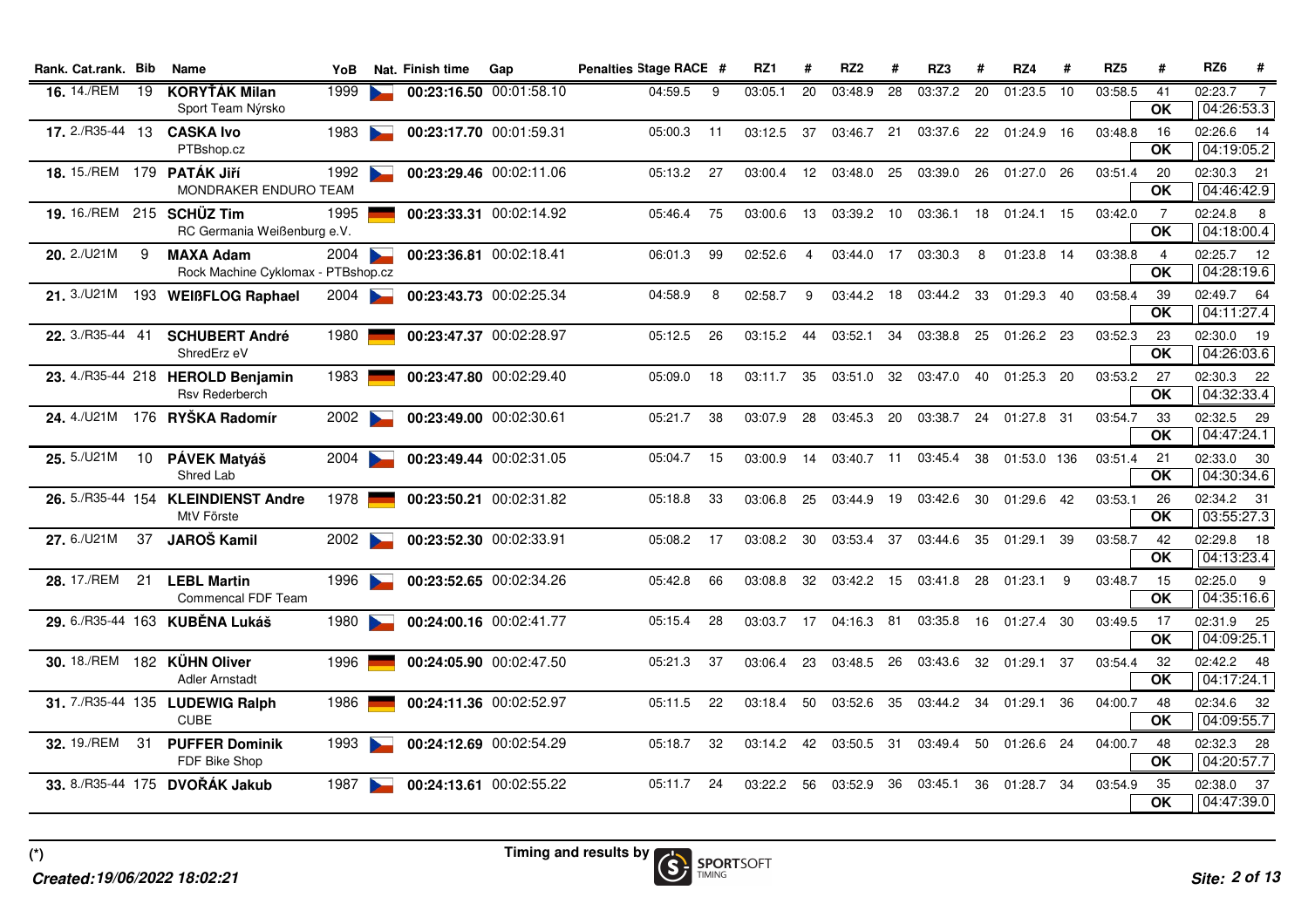| Rank. | Cat.rank. | Bib | Name | YoB | Nat. | Finish time | Gap | Penalties | Stage RACE | # | RZ1 | # | RZ2 | # | RZ3 | # | RZ4 | # | RZ5 | # | RZ6 | # |
|---|---|---|---|---|---|---|---|---|---|---|---|---|---|---|---|---|---|---|---|---|---|---|
| 16. | 14./REM | 19 | **KORYŤÁK Milan** Sport Team Nýrsko | 1999 | | **00:23:16.50** | 00:01:58.10 | | 04:59.5 | 9 | 03:05.1 | 20 | 03:48.9 | 28 | 03:37.2 | 20 | 01:23.5 | 10 | 03:58.5 | 41 OK | 02:23.7 04:26:53.3 | 7 |
| 17. | 2./R35-44 | 13 | **CASKA Ivo** PTBshop.cz | 1983 | | **00:23:17.70** | 00:01:59.31 | | 05:00.3 | 11 | 03:12.5 | 37 | 03:46.7 | 21 | 03:37.6 | 22 | 01:24.9 | 16 | 03:48.8 | 16 OK | 02:26.6 04:19:05.2 | 14 |
| 18. | 15./REM | 179 | **PATÁK Jiří** MONDRAKER ENDURO TEAM | 1992 | | **00:23:29.46** | 00:02:11.06 | | 05:13.2 | 27 | 03:00.4 | 12 | 03:48.0 | 25 | 03:39.0 | 26 | 01:27.0 | 26 | 03:51.4 | 20 OK | 02:30.3 04:46:42.9 | 21 |
| 19. | 16./REM | 215 | **SCHÜZ Tim** RC Germania Weißenburg e.V. | 1995 | | **00:23:33.31** | 00:02:14.92 | | 05:46.4 | 75 | 03:00.6 | 13 | 03:39.2 | 10 | 03:36.1 | 18 | 01:24.1 | 15 | 03:42.0 | 7 OK | 02:24.8 04:18:00.4 | 8 |
| 20. | 2./U21M | 9 | **MAXA Adam** Rock Machine Cyklomax - PTBshop.cz | 2004 | | **00:23:36.81** | 00:02:18.41 | | 06:01.3 | 99 | 02:52.6 | 4 | 03:44.0 | 17 | 03:30.3 | 8 | 01:23.8 | 14 | 03:38.8 | 4 OK | 02:25.7 04:28:19.6 | 12 |
| 21. | 3./U21M | 193 | **WEIßFLOG Raphael** | 2004 | | **00:23:43.73** | 00:02:25.34 | | 04:58.9 | 8 | 02:58.7 | 9 | 03:44.2 | 18 | 03:44.2 | 33 | 01:29.3 | 40 | 03:58.4 | 39 OK | 02:49.7 04:11:27.4 | 64 |
| 22. | 3./R35-44 | 41 | **SCHUBERT André** ShredErz eV | 1980 | | **00:23:47.37** | 00:02:28.97 | | 05:12.5 | 26 | 03:15.2 | 44 | 03:52.1 | 34 | 03:38.8 | 25 | 01:26.2 | 23 | 03:52.3 | 23 OK | 02:30.0 04:26:03.6 | 19 |
| 23. | 4./R35-44 | 218 | **HEROLD Benjamin** Rsv Rederberch | 1983 | | **00:23:47.80** | 00:02:29.40 | | 05:09.0 | 18 | 03:11.7 | 35 | 03:51.0 | 32 | 03:47.0 | 40 | 01:25.3 | 20 | 03:53.2 | 27 OK | 02:30.3 04:32:33.4 | 22 |
| 24. | 4./U21M | 176 | **RYŠKA Radomír** | 2002 | | **00:23:49.00** | 00:02:30.61 | | 05:21.7 | 38 | 03:07.9 | 28 | 03:45.3 | 20 | 03:38.7 | 24 | 01:27.8 | 31 | 03:54.7 | 33 OK | 02:32.5 04:47:24.1 | 29 |
| 25. | 5./U21M | 10 | **PÁVEK Matyáš** Shred Lab | 2004 | | **00:23:49.44** | 00:02:31.05 | | 05:04.7 | 15 | 03:00.9 | 14 | 03:40.7 | 11 | 03:45.4 | 38 | 01:53.0 | 136 | 03:51.4 | 21 OK | 02:33.0 04:30:34.6 | 30 |
| 26. | 5./R35-44 | 154 | **KLEINDIENST Andre** MtV Förste | 1978 | | **00:23:50.21** | 00:02:31.82 | | 05:18.8 | 33 | 03:06.8 | 25 | 03:44.9 | 19 | 03:42.6 | 30 | 01:29.6 | 42 | 03:53.1 | 26 OK | 02:34.2 03:55:27.3 | 31 |
| 27. | 6./U21M | 37 | **JAROŠ Kamil** | 2002 | | **00:23:52.30** | 00:02:33.91 | | 05:08.2 | 17 | 03:08.2 | 30 | 03:53.4 | 37 | 03:44.6 | 35 | 01:29.1 | 39 | 03:58.7 | 42 OK | 02:29.8 04:13:23.4 | 18 |
| 28. | 17./REM | 21 | **LEBL Martin** Commencal FDF Team | 1996 | | **00:23:52.65** | 00:02:34.26 | | 05:42.8 | 66 | 03:08.8 | 32 | 03:42.2 | 15 | 03:41.8 | 28 | 01:23.1 | 9 | 03:48.7 | 15 OK | 02:25.0 04:35:16.6 | 9 |
| 29. | 6./R35-44 | 163 | **KUBĚNA Lukáš** | 1980 | | **00:24:00.16** | 00:02:41.77 | | 05:15.4 | 28 | 03:03.7 | 17 | 04:16.3 | 81 | 03:35.8 | 16 | 01:27.4 | 30 | 03:49.5 | 17 OK | 02:31.9 04:09:25.1 | 25 |
| 30. | 18./REM | 182 | **KÜHN Oliver** Adler Arnstadt | 1996 | | **00:24:05.90** | 00:02:47.50 | | 05:21.3 | 37 | 03:06.4 | 23 | 03:48.5 | 26 | 03:43.6 | 32 | 01:29.1 | 37 | 03:54.4 | 32 OK | 02:42.2 04:17:24.1 | 48 |
| 31. | 7./R35-44 | 135 | **LUDEWIG Ralph** CUBE | 1986 | | **00:24:11.36** | 00:02:52.97 | | 05:11.5 | 22 | 03:18.4 | 50 | 03:52.6 | 35 | 03:44.2 | 34 | 01:29.1 | 36 | 04:00.7 | 48 OK | 02:34.6 04:09:55.7 | 32 |
| 32. | 19./REM | 31 | **PUFFER Dominik** FDF Bike Shop | 1993 | | **00:24:12.69** | 00:02:54.29 | | 05:18.7 | 32 | 03:14.2 | 42 | 03:50.5 | 31 | 03:49.4 | 50 | 01:26.6 | 24 | 04:00.7 | 48 OK | 02:32.3 04:20:57.7 | 28 |
| 33. | 8./R35-44 | 175 | **DVOŘÁK Jakub** | 1987 | | **00:24:13.61** | 00:02:55.22 | | 05:11.7 | 24 | 03:22.2 | 56 | 03:52.9 | 36 | 03:45.1 | 36 | 01:28.7 | 34 | 03:54.9 | 35 OK | 02:38.0 04:47:39.0 | 37 |

(*)

Timing and results by SPORTSOFT TIMING

*Created:19/06/2022 18:02:21*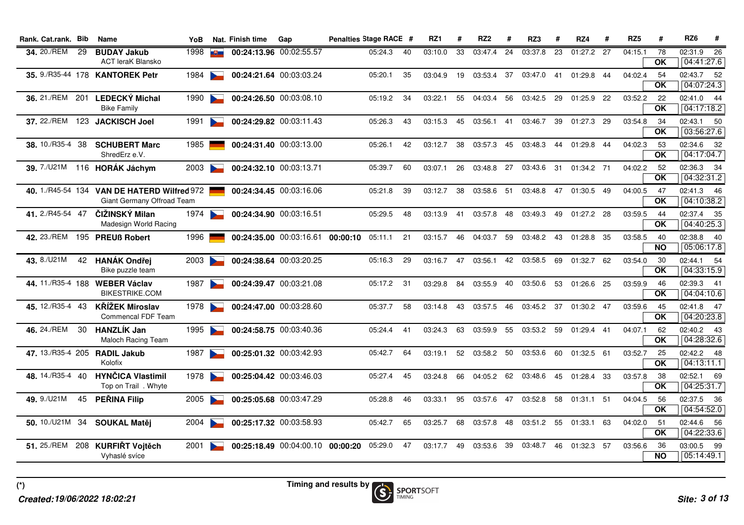| Rank. | Cat.rank. | Bib | Name | YoB | Nat. | Finish time | Gap | Penalties | Stage RACE | # | RZ1 | # | RZ2 | # | RZ3 | # | RZ4 | # | RZ5 | # | RZ6 | # |
|---|---|---|---|---|---|---|---|---|---|---|---|---|---|---|---|---|---|---|---|---|---|---|
| 34. | 20./REM | 29 | **BUDAY Jakub**<br>ACT IeraK Blansko | 1998 | | **00:24:13.96** | 00:02:55.57 | | 05:24.3 | 40 | 03:10.0 | 33 | 03:47.4 | 24 | 03:37.8 | 23 | 01:27.2 | 27 | 04:15.1 | 78<br>**OK** | 02:31.9<br>04:41:27.6 | 26 |
| 35. | 9./R35-44 | 178 | **KANTOREK Petr** | 1984 | | **00:24:21.64** | 00:03:03.24 | | 05:20.1 | 35 | 03:04.9 | 19 | 03:53.4 | 37 | 03:47.0 | 41 | 01:29.8 | 44 | 04:02.4 | 54<br>**OK** | 02:43.7<br>04:07:24.3 | 52 |
| 36. | 21./REM | 201 | **LEDECKÝ Michal**<br>Bike Family | 1990 | | **00:24:26.50** | 00:03:08.10 | | 05:19.2 | 34 | 03:22.1 | 55 | 04:03.4 | 56 | 03:42.5 | 29 | 01:25.9 | 22 | 03:52.2 | 22<br>**OK** | 02:41.0<br>04:17:18.2 | 44 |
| 37. | 22./REM | 123 | **JACKISCH Joel** | 1991 | | **00:24:29.82** | 00:03:11.43 | | 05:26.3 | 43 | 03:15.3 | 45 | 03:56.1 | 41 | 03:46.7 | 39 | 01:27.3 | 29 | 03:54.8 | 34<br>**OK** | 02:43.1<br>03:56:27.6 | 50 |
| 38. | 10./R35-4 | 38 | **SCHUBERT Marc**<br>ShredErz e.V. | 1985 | | **00:24:31.40** | 00:03:13.00 | | 05:26.1 | 42 | 03:12.7 | 38 | 03:57.3 | 45 | 03:48.3 | 44 | 01:29.8 | 44 | 04:02.3 | 53<br>**OK** | 02:34.6<br>04:17:04.7 | 32 |
| 39. | 7./U21M | 116 | **HORÁK Jáchym** | 2003 | | **00:24:32.10** | 00:03:13.71 | | 05:39.7 | 60 | 03:07.1 | 26 | 03:48.8 | 27 | 03:43.6 | 31 | 01:34.2 | 71 | 04:02.2 | 52<br>**OK** | 02:36.3<br>04:32:31.2 | 34 |
| 40. | 1./R45-54 | 134 | **VAN DE HATERD Wilfred**<br>Giant Germany Offroad Team | 1972 | | **00:24:34.45** | 00:03:16.06 | | 05:21.8 | 39 | 03:12.7 | 38 | 03:58.6 | 51 | 03:48.8 | 47 | 01:30.5 | 49 | 04:00.5 | 47<br>**OK** | 02:41.3<br>04:10:38.2 | 46 |
| 41. | 2./R45-54 | 47 | **ČIŽINSKÝ Milan**<br>Madesign World Racing | 1974 | | **00:24:34.90** | 00:03:16.51 | | 05:29.5 | 48 | 03:13.9 | 41 | 03:57.8 | 48 | 03:49.3 | 49 | 01:27.2 | 28 | 03:59.5 | 44<br>**OK** | 02:37.4<br>04:40:25.3 | 35 |
| 42. | 23./REM | 195 | **PREUß Robert** | 1996 | | **00:24:35.00** | 00:03:16.61 | **00:00:10** | 05:11.1 | 21 | 03:15.7 | 46 | 04:03.7 | 59 | 03:48.2 | 43 | 01:28.8 | 35 | 03:58.5 | 40<br>**NO** | 02:38.8<br>05:06:17.8 | 40 |
| 43. | 8./U21M | 42 | **HANÁK Ondřej**<br>Bike puzzle team | 2003 | | **00:24:38.64** | 00:03:20.25 | | 05:16.3 | 29 | 03:16.7 | 47 | 03:56.1 | 42 | 03:58.5 | 69 | 01:32.7 | 62 | 03:54.0 | 30<br>**OK** | 02:44.1<br>04:33:15.9 | 54 |
| 44. | 11./R35-4 | 188 | **WEBER Václav**<br>BIKESTRIKE.COM | 1987 | | **00:24:39.47** | 00:03:21.08 | | 05:17.2 | 31 | 03:29.8 | 84 | 03:55.9 | 40 | 03:50.6 | 53 | 01:26.6 | 25 | 03:59.9 | 46<br>**OK** | 02:39.3<br>04:04:10.6 | 41 |
| 45. | 12./R35-4 | 43 | **KŘÍŽEK Miroslav**<br>Commencal FDF Team | 1978 | | **00:24:47.00** | 00:03:28.60 | | 05:37.7 | 58 | 03:14.8 | 43 | 03:57.5 | 46 | 03:45.2 | 37 | 01:30.2 | 47 | 03:59.6 | 45<br>**OK** | 02:41.8<br>04:20:23.8 | 47 |
| 46. | 24./REM | 30 | **HANZLÍK Jan**<br>Maloch Racing Team | 1995 | | **00:24:58.75** | 00:03:40.36 | | 05:24.4 | 41 | 03:24.3 | 63 | 03:59.9 | 55 | 03:53.2 | 59 | 01:29.4 | 41 | 04:07.1 | 62<br>**OK** | 02:40.2<br>04:28:32.6 | 43 |
| 47. | 13./R35-4 | 205 | **RADIL Jakub**<br>Kolofix | 1987 | | **00:25:01.32** | 00:03:42.93 | | 05:42.7 | 64 | 03:19.1 | 52 | 03:58.2 | 50 | 03:53.6 | 60 | 01:32.5 | 61 | 03:52.7 | 25<br>**OK** | 02:42.2<br>04:13:11.1 | 48 |
| 48. | 14./R35-4 | 40 | **HYNČICA Vlastimil**<br>Top on Trail . Whyte | 1978 | | **00:25:04.42** | 00:03:46.03 | | 05:27.4 | 45 | 03:24.8 | 66 | 04:05.2 | 62 | 03:48.6 | 45 | 01:28.4 | 33 | 03:57.8 | 38<br>**OK** | 02:52.1<br>04:25:31.7 | 69 |
| 49. | 9./U21M | 45 | **PEŘINA Filip** | 2005 | | **00:25:05.68** | 00:03:47.29 | | 05:28.8 | 46 | 03:33.1 | 95 | 03:57.6 | 47 | 03:52.8 | 58 | 01:31.1 | 51 | 04:04.5 | 56<br>**OK** | 02:37.5<br>04:54:52.0 | 36 |
| 50. | 10./U21M | 34 | **SOUKAL Matěj** | 2004 | | **00:25:17.32** | 00:03:58.93 | | 05:42.7 | 65 | 03:25.7 | 68 | 03:57.8 | 48 | 03:51.2 | 55 | 01:33.1 | 63 | 04:02.0 | 51<br>**OK** | 02:44.6<br>04:22:33.6 | 56 |
| 51. | 25./REM | 208 | **KURFIŘT Vojtěch**<br>Vyhaslé svíce | 2001 | | **00:25:18.49** | 00:04:00.10 | **00:00:20** | 05:29.0 | 47 | 03:17.7 | 49 | 03:53.6 | 39 | 03:48.7 | 46 | 01:32.3 | 57 | 03:56.6 | 36<br>**NO** | 03:00.5<br>05:14:49.1 | 99 |

(*)

*Created:19/06/2022 18:02:21*

Timing and results by SPORTSOFT TIMING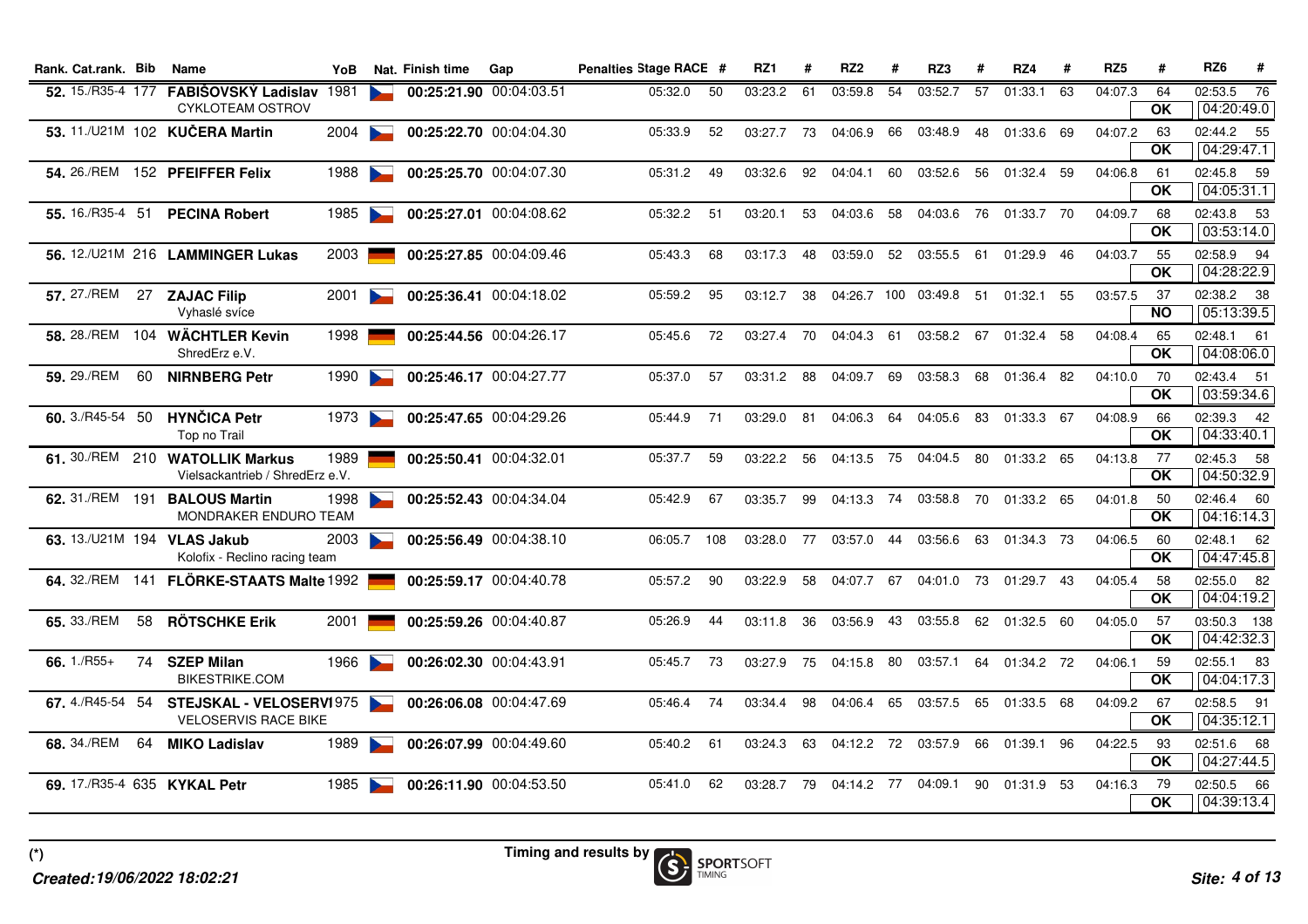| Rank. | Cat.rank. | Bib | Name | YoB | Nat. | Finish time | Gap | Penalties | Stage RACE | # | RZ1 | # | RZ2 | # | RZ3 | # | RZ4 | # | RZ5 | # | RZ6 | # |
|---|---|---|---|---|---|---|---|---|---|---|---|---|---|---|---|---|---|---|---|---|---|---|
| 52. | 15./R35-4 | 177 | FABIŠOVSKÝ Ladislav<br>CYKLOTEAM OSTROV | 1981 | | 00:25:21.90 | 00:04:03.51 | | 05:32.0 | 50 | 03:23.2 | 61 | 03:59.8 | 54 | 03:52.7 | 57 | 01:33.1 | 63 | 04:07.3 | 64<br>OK | 02:53.5<br>04:20:49.0 | 76 |
| 53. | 11./U21M | 102 | KUČERA Martin | 2004 | | 00:25:22.70 | 00:04:04.30 | | 05:33.9 | 52 | 03:27.7 | 73 | 04:06.9 | 66 | 03:48.9 | 48 | 01:33.6 | 69 | 04:07.2 | 63<br>OK | 02:44.2<br>04:29:47.1 | 55 |
| 54. | 26./REM | 152 | PFEIFFER Felix | 1988 | | 00:25:25.70 | 00:04:07.30 | | 05:31.2 | 49 | 03:32.6 | 92 | 04:04.1 | 60 | 03:52.6 | 56 | 01:32.4 | 59 | 04:06.8 | 61<br>OK | 02:45.8<br>04:05:31.1 | 59 |
| 55. | 16./R35-4 | 51 | PECINA Robert | 1985 | | 00:25:27.01 | 00:04:08.62 | | 05:32.2 | 51 | 03:20.1 | 53 | 04:03.6 | 58 | 04:03.6 | 76 | 01:33.7 | 70 | 04:09.7 | 68<br>OK | 02:43.8<br>03:53:14.0 | 53 |
| 56. | 12./U21M | 216 | LAMMINGER Lukas | 2003 | | 00:25:27.85 | 00:04:09.46 | | 05:43.3 | 68 | 03:17.3 | 48 | 03:59.0 | 52 | 03:55.5 | 61 | 01:29.9 | 46 | 04:03.7 | 55<br>OK | 02:58.9<br>04:28:22.9 | 94 |
| 57. | 27./REM | 27 | ZAJAC Filip<br>Vyhaslé svíce | 2001 | | 00:25:36.41 | 00:04:18.02 | | 05:59.2 | 95 | 03:12.7 | 38 | 04:26.7 | 100 | 03:49.8 | 51 | 01:32.1 | 55 | 03:57.5 | 37<br>NO | 02:38.2<br>05:13:39.5 | 38 |
| 58. | 28./REM | 104 | WÄCHTLER Kevin<br>ShredErz e.V. | 1998 | | 00:25:44.56 | 00:04:26.17 | | 05:45.6 | 72 | 03:27.4 | 70 | 04:04.3 | 61 | 03:58.2 | 67 | 01:32.4 | 58 | 04:08.4 | 65<br>OK | 02:48.1<br>04:08:06.0 | 61 |
| 59. | 29./REM | 60 | NIRNBERG Petr | 1990 | | 00:25:46.17 | 00:04:27.77 | | 05:37.0 | 57 | 03:31.2 | 88 | 04:09.7 | 69 | 03:58.3 | 68 | 01:36.4 | 82 | 04:10.0 | 70<br>OK | 02:43.4<br>03:59:34.6 | 51 |
| 60. | 3./R45-54 | 50 | HYNČICA Petr<br>Top no Trail | 1973 | | 00:25:47.65 | 00:04:29.26 | | 05:44.9 | 71 | 03:29.0 | 81 | 04:06.3 | 64 | 04:05.6 | 83 | 01:33.3 | 67 | 04:08.9 | 66<br>OK | 02:39.3<br>04:33:40.1 | 42 |
| 61. | 30./REM | 210 | WATOLLIK Markus<br>Vielsackantrieb / ShredErz e.V. | 1989 | | 00:25:50.41 | 00:04:32.01 | | 05:37.7 | 59 | 03:22.2 | 56 | 04:13.5 | 75 | 04:04.5 | 80 | 01:33.2 | 65 | 04:13.8 | 77<br>OK | 02:45.3<br>04:50:32.9 | 58 |
| 62. | 31./REM | 191 | BALOUS Martin<br>MONDRAKER ENDURO TEAM | 1998 | | 00:25:52.43 | 00:04:34.04 | | 05:42.9 | 67 | 03:35.7 | 99 | 04:13.3 | 74 | 03:58.8 | 70 | 01:33.2 | 65 | 04:01.8 | 50<br>OK | 02:46.4<br>04:16:14.3 | 60 |
| 63. | 13./U21M | 194 | VLAS Jakub<br>Kolofix - Reclino racing team | 2003 | | 00:25:56.49 | 00:04:38.10 | | 06:05.7 | 108 | 03:28.0 | 77 | 03:57.0 | 44 | 03:56.6 | 63 | 01:34.3 | 73 | 04:06.5 | 60<br>OK | 02:48.1<br>04:47:45.8 | 62 |
| 64. | 32./REM | 141 | FLÖRKE-STAATS Malte | 1992 | | 00:25:59.17 | 00:04:40.78 | | 05:57.2 | 90 | 03:22.9 | 58 | 04:07.7 | 67 | 04:01.0 | 73 | 01:29.7 | 43 | 04:05.4 | 58<br>OK | 02:55.0<br>04:04:19.2 | 82 |
| 65. | 33./REM | 58 | RÖTSCHKE Erik | 2001 | | 00:25:59.26 | 00:04:40.87 | | 05:26.9 | 44 | 03:11.8 | 36 | 03:56.9 | 43 | 03:55.8 | 62 | 01:32.5 | 60 | 04:05.0 | 57<br>OK | 03:50.3<br>04:42:32.3 | 138 |
| 66. | 1./R55+ | 74 | SZEP Milan<br>BIKESTRIKE.COM | 1966 | | 00:26:02.30 | 00:04:43.91 | | 05:45.7 | 73 | 03:27.9 | 75 | 04:15.8 | 80 | 03:57.1 | 64 | 01:34.2 | 72 | 04:06.1 | 59<br>OK | 02:55.1<br>04:04:17.3 | 83 |
| 67. | 4./R45-54 | 54 | STEJSKAL - VELOSERVI<br>VELOSERVIS RACE BIKE | 1975 | | 00:26:06.08 | 00:04:47.69 | | 05:46.4 | 74 | 03:34.4 | 98 | 04:06.4 | 65 | 03:57.5 | 65 | 01:33.5 | 68 | 04:09.2 | 67<br>OK | 02:58.5<br>04:35:12.1 | 91 |
| 68. | 34./REM | 64 | MIKO Ladislav | 1989 | | 00:26:07.99 | 00:04:49.60 | | 05:40.2 | 61 | 03:24.3 | 63 | 04:12.2 | 72 | 03:57.9 | 66 | 01:39.1 | 96 | 04:22.5 | 93<br>OK | 02:51.6<br>04:27:44.5 | 68 |
| 69. | 17./R35-4 | 635 | KYKAL Petr | 1985 | | 00:26:11.90 | 00:04:53.50 | | 05:41.0 | 62 | 03:28.7 | 79 | 04:14.2 | 77 | 04:09.1 | 90 | 01:31.9 | 53 | 04:16.3 | 79<br>OK | 02:50.5<br>04:39:13.4 | 66 |

(*)

*Created:19/06/2022 18:02:21*

Timing and results by SPORTSOFT TIMING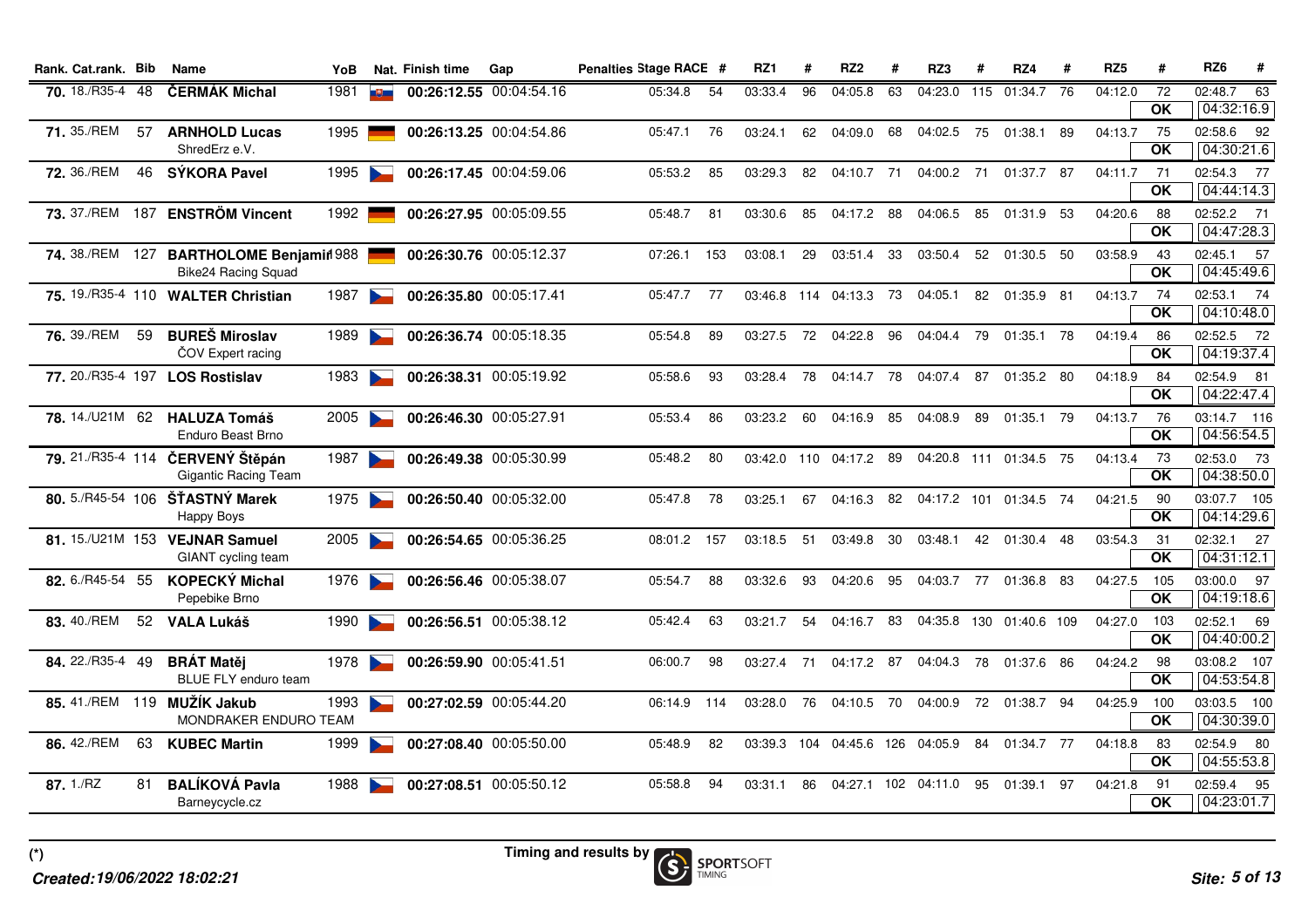| Rank. | Cat.rank. | Bib | Name | YoB | Nat. | Finish time | Gap | Penalties | Stage RACE | # | RZ1 | # | RZ2 | # | RZ3 | # | RZ4 | # | RZ5 | # | RZ6 | # |
|---|---|---|---|---|---|---|---|---|---|---|---|---|---|---|---|---|---|---|---|---|---|---|
| 70. | 18./R35-4 | 48 | **ČERMÁK Michal** | 1981 | | **00:26:12.55** | 00:04:54.16 | | 05:34.8 | 54 | 03:33.4 | 96 | 04:05.8 | 63 | 04:23.0 | 115 | 01:34.7 | 76 | 04:12.0 | 72<br>**OK** | 02:48.7<br>04:32:16.9 | 63 |
| 71. | 35./REM | 57 | **ARNHOLD Lucas**<br>ShredErz e.V. | 1995 | | **00:26:13.25** | 00:04:54.86 | | 05:47.1 | 76 | 03:24.1 | 62 | 04:09.0 | 68 | 04:02.5 | 75 | 01:38.1 | 89 | 04:13.7 | 75<br>**OK** | 02:58.6<br>04:30:21.6 | 92 |
| 72. | 36./REM | 46 | **SÝKORA Pavel** | 1995 | | **00:26:17.45** | 00:04:59.06 | | 05:53.2 | 85 | 03:29.3 | 82 | 04:10.7 | 71 | 04:00.2 | 71 | 01:37.7 | 87 | 04:11.7 | 71<br>**OK** | 02:54.3<br>04:44:14.3 | 77 |
| 73. | 37./REM | 187 | **ENSTRÖM Vincent** | 1992 | | **00:26:27.95** | 00:05:09.55 | | 05:48.7 | 81 | 03:30.6 | 85 | 04:17.2 | 88 | 04:06.5 | 85 | 01:31.9 | 53 | 04:20.6 | 88<br>**OK** | 02:52.2<br>04:47:28.3 | 71 |
| 74. | 38./REM | 127 | **BARTHOLOME Benjamin**<br>Bike24 Racing Squad | 1988 | | **00:26:30.76** | 00:05:12.37 | | 07:26.1 | 153 | 03:08.1 | 29 | 03:51.4 | 33 | 03:50.4 | 52 | 01:30.5 | 50 | 03:58.9 | 43<br>**OK** | 02:45.1<br>04:45:49.6 | 57 |
| 75. | 19./R35-4 | 110 | **WALTER Christian** | 1987 | | **00:26:35.80** | 00:05:17.41 | | 05:47.7 | 77 | 03:46.8 | 114 | 04:13.3 | 73 | 04:05.1 | 82 | 01:35.9 | 81 | 04:13.7 | 74<br>**OK** | 02:53.1<br>04:10:48.0 | 74 |
| 76. | 39./REM | 59 | **BUREŠ Miroslav**<br>ČOV Expert racing | 1989 | | **00:26:36.74** | 00:05:18.35 | | 05:54.8 | 89 | 03:27.5 | 72 | 04:22.8 | 96 | 04:04.4 | 79 | 01:35.1 | 78 | 04:19.4 | 86<br>**OK** | 02:52.5<br>04:19:37.4 | 72 |
| 77. | 20./R35-4 | 197 | **LOS Rostislav** | 1983 | | **00:26:38.31** | 00:05:19.92 | | 05:58.6 | 93 | 03:28.4 | 78 | 04:14.7 | 78 | 04:07.4 | 87 | 01:35.2 | 80 | 04:18.9 | 84<br>**OK** | 02:54.9<br>04:22:47.4 | 81 |
| 78. | 14./U21M | 62 | **HALUZA Tomáš**<br>Enduro Beast Brno | 2005 | | **00:26:46.30** | 00:05:27.91 | | 05:53.4 | 86 | 03:23.2 | 60 | 04:16.9 | 85 | 04:08.9 | 89 | 01:35.1 | 79 | 04:13.7 | 76<br>**OK** | 03:14.7<br>04:56:54.5 | 116 |
| 79. | 21./R35-4 | 114 | **ČERVENÝ Štěpán**<br>Gigantic Racing Team | 1987 | | **00:26:49.38** | 00:05:30.99 | | 05:48.2 | 80 | 03:42.0 | 110 | 04:17.2 | 89 | 04:20.8 | 111 | 01:34.5 | 75 | 04:13.4 | 73<br>**OK** | 02:53.0<br>04:38:50.0 | 73 |
| 80. | 5./R45-54 | 106 | **ŠŤASTNÝ Marek**<br>Happy Boys | 1975 | | **00:26:50.40** | 00:05:32.00 | | 05:47.8 | 78 | 03:25.1 | 67 | 04:16.3 | 82 | 04:17.2 | 101 | 01:34.5 | 74 | 04:21.5 | 90<br>**OK** | 03:07.7<br>04:14:29.6 | 105 |
| 81. | 15./U21M | 153 | **VEJNAR Samuel**<br>GIANT cycling team | 2005 | | **00:26:54.65** | 00:05:36.25 | | 08:01.2 | 157 | 03:18.5 | 51 | 03:49.8 | 30 | 03:48.1 | 42 | 01:30.4 | 48 | 03:54.3 | 31<br>**OK** | 02:32.1<br>04:31:12.1 | 27 |
| 82. | 6./R45-54 | 55 | **KOPECKÝ Michal**<br>Pepebike Brno | 1976 | | **00:26:56.46** | 00:05:38.07 | | 05:54.7 | 88 | 03:32.6 | 93 | 04:20.6 | 95 | 04:03.7 | 77 | 01:36.8 | 83 | 04:27.5 | 105<br>**OK** | 03:00.0<br>04:19:18.6 | 97 |
| 83. | 40./REM | 52 | **VALA Lukáš** | 1990 | | **00:26:56.51** | 00:05:38.12 | | 05:42.4 | 63 | 03:21.7 | 54 | 04:16.7 | 83 | 04:35.8 | 130 | 01:40.6 | 109 | 04:27.0 | 103<br>**OK** | 02:52.1<br>04:40:00.2 | 69 |
| 84. | 22./R35-4 | 49 | **BRÁT Matěj**<br>BLUE FLY enduro team | 1978 | | **00:26:59.90** | 00:05:41.51 | | 06:00.7 | 98 | 03:27.4 | 71 | 04:17.2 | 87 | 04:04.3 | 78 | 01:37.6 | 86 | 04:24.2 | 98<br>**OK** | 03:08.2<br>04:53:54.8 | 107 |
| 85. | 41./REM | 119 | **MUŽÍK Jakub**<br>MONDRAKER ENDURO TEAM | 1993 | | **00:27:02.59** | 00:05:44.20 | | 06:14.9 | 114 | 03:28.0 | 76 | 04:10.5 | 70 | 04:00.9 | 72 | 01:38.7 | 94 | 04:25.9 | 100<br>**OK** | 03:03.5<br>04:30:39.0 | 100 |
| 86. | 42./REM | 63 | **KUBEC Martin** | 1999 | | **00:27:08.40** | 00:05:50.00 | | 05:48.9 | 82 | 03:39.3 | 104 | 04:45.6 | 126 | 04:05.9 | 84 | 01:34.7 | 77 | 04:18.8 | 83<br>**OK** | 02:54.9<br>04:55:53.8 | 80 |
| 87. | 1./RZ | 81 | **BALÍKOVÁ Pavla**<br>Barneycycle.cz | 1988 | | **00:27:08.51** | 00:05:50.12 | | 05:58.8 | 94 | 03:31.1 | 86 | 04:27.1 | 102 | 04:11.0 | 95 | 01:39.1 | 97 | 04:21.8 | 91<br>**OK** | 02:59.4<br>04:23:01.7 | 95 |

(*)

Timing and results by SPORTSOFT TIMING

*Created:19/06/2022 18:02:21*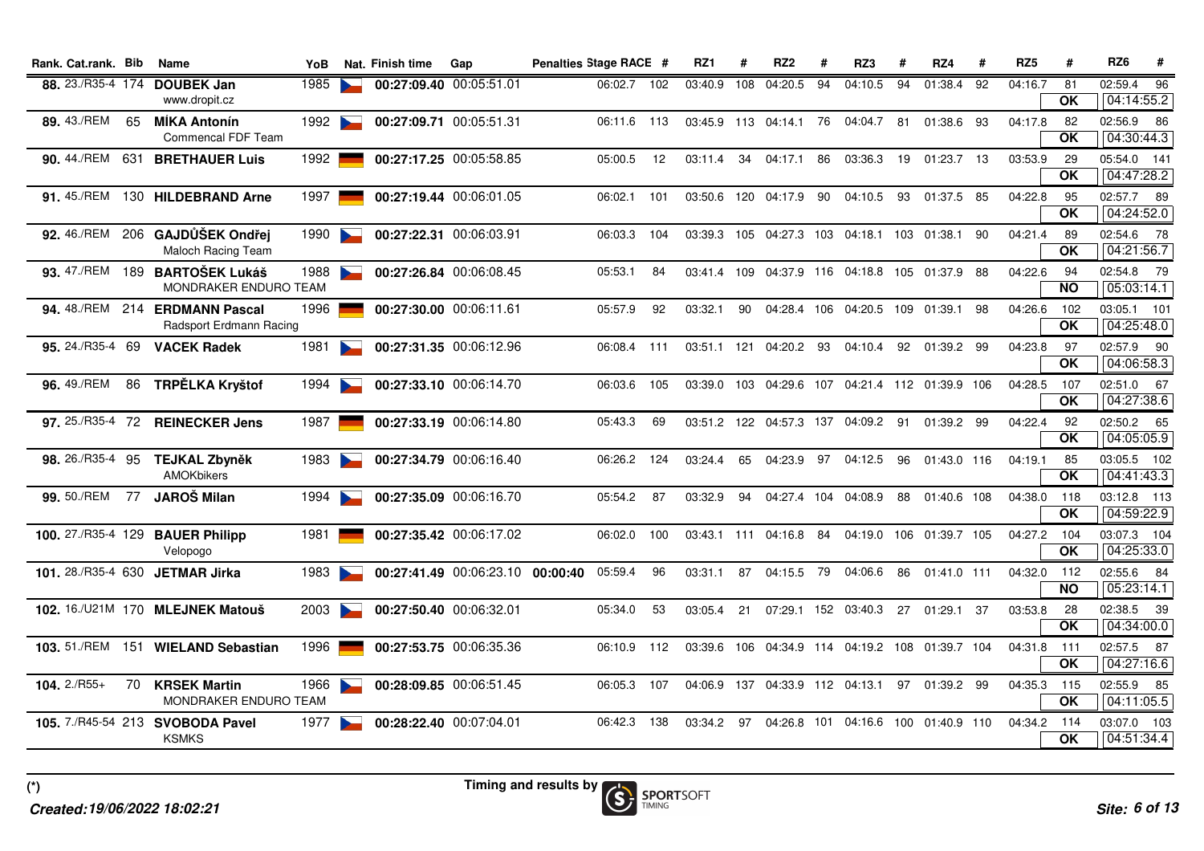| Rank. | Cat.rank. | Bib | Name | YoB | Nat. | Finish time | Gap | Penalties | Stage RACE | # | RZ1 | # | RZ2 | # | RZ3 | # | RZ4 | # | RZ5 | # | RZ6 | # |
|---|---|---|---|---|---|---|---|---|---|---|---|---|---|---|---|---|---|---|---|---|---|---|
| **88.** | 23./R35-4 | 174 | **DOUBEK Jan** www.dropit.cz | 1985 | | **00:27:09.40** | 00:05:51.01 | | 06:02.7 | 102 | 03:40.9 | 108 | 04:20.5 | 94 | 04:10.5 | 94 | 01:38.4 | 92 | 04:16.7 | 81 **OK** | 02:59.4 04:14:55.2 | 96 |
| **89.** | 43./REM | 65 | **MÍKA Antonín** Commencal FDF Team | 1992 | | **00:27:09.71** | 00:05:51.31 | | 06:11.6 | 113 | 03:45.9 | 113 | 04:14.1 | 76 | 04:04.7 | 81 | 01:38.6 | 93 | 04:17.8 | 82 **OK** | 02:56.9 04:30:44.3 | 86 |
| **90.** | 44./REM | 631 | **BRETHAUER Luis** | 1992 | | **00:27:17.25** | 00:05:58.85 | | 05:00.5 | 12 | 03:11.4 | 34 | 04:17.1 | 86 | 03:36.3 | 19 | 01:23.7 | 13 | 03:53.9 | 29 **OK** | 05:54.0 04:47:28.2 | 141 |
| **91.** | 45./REM | 130 | **HILDEBRAND Arne** | 1997 | | **00:27:19.44** | 00:06:01.05 | | 06:02.1 | 101 | 03:50.6 | 120 | 04:17.9 | 90 | 04:10.5 | 93 | 01:37.5 | 85 | 04:22.8 | 95 **OK** | 02:57.7 04:24:52.0 | 89 |
| **92.** | 46./REM | 206 | **GAJDŮŠEK Ondřej** Maloch Racing Team | 1990 | | **00:27:22.31** | 00:06:03.91 | | 06:03.3 | 104 | 03:39.3 | 105 | 04:27.3 | 103 | 04:18.1 | 103 | 01:38.1 | 90 | 04:21.4 | 89 **OK** | 02:54.6 04:21:56.7 | 78 |
| **93.** | 47./REM | 189 | **BARTOŠEK Lukáš** MONDRAKER ENDURO TEAM | 1988 | | **00:27:26.84** | 00:06:08.45 | | 05:53.1 | 84 | 03:41.4 | 109 | 04:37.9 | 116 | 04:18.8 | 105 | 01:37.9 | 88 | 04:22.6 | 94 **NO** | 02:54.8 05:03:14.1 | 79 |
| **94.** | 48./REM | 214 | **ERDMANN Pascal** Radsport Erdmann Racing | 1996 | | **00:27:30.00** | 00:06:11.61 | | 05:57.9 | 92 | 03:32.1 | 90 | 04:28.4 | 106 | 04:20.5 | 109 | 01:39.1 | 98 | 04:26.6 | 102 **OK** | 03:05.1 04:25:48.0 | 101 |
| **95.** | 24./R35-4 | 69 | **VACEK Radek** | 1981 | | **00:27:31.35** | 00:06:12.96 | | 06:08.4 | 111 | 03:51.1 | 121 | 04:20.2 | 93 | 04:10.4 | 92 | 01:39.2 | 99 | 04:23.8 | 97 **OK** | 02:57.9 04:06:58.3 | 90 |
| **96.** | 49./REM | 86 | **TRPĚLKA Kryštof** | 1994 | | **00:27:33.10** | 00:06:14.70 | | 06:03.6 | 105 | 03:39.0 | 103 | 04:29.6 | 107 | 04:21.4 | 112 | 01:39.9 | 106 | 04:28.5 | 107 **OK** | 02:51.0 04:27:38.6 | 67 |
| **97.** | 25./R35-4 | 72 | **REINECKER Jens** | 1987 | | **00:27:33.19** | 00:06:14.80 | | 05:43.3 | 69 | 03:51.2 | 122 | 04:57.3 | 137 | 04:09.2 | 91 | 01:39.2 | 99 | 04:22.4 | 92 **OK** | 02:50.2 04:05:05.9 | 65 |
| **98.** | 26./R35-4 | 95 | **TEJKAL Zbyněk** AMOKbikers | 1983 | | **00:27:34.79** | 00:06:16.40 | | 06:26.2 | 124 | 03:24.4 | 65 | 04:23.9 | 97 | 04:12.5 | 96 | 01:43.0 | 116 | 04:19.1 | 85 **OK** | 03:05.5 04:41:43.3 | 102 |
| **99.** | 50./REM | 77 | **JAROŠ Milan** | 1994 | | **00:27:35.09** | 00:06:16.70 | | 05:54.2 | 87 | 03:32.9 | 94 | 04:27.4 | 104 | 04:08.9 | 88 | 01:40.6 | 108 | 04:38.0 | 118 **OK** | 03:12.8 04:59:22.9 | 113 |
| **100.** | 27./R35-4 | 129 | **BAUER Philipp** Velopogo | 1981 | | **00:27:35.42** | 00:06:17.02 | | 06:02.0 | 100 | 03:43.1 | 111 | 04:16.8 | 84 | 04:19.0 | 106 | 01:39.7 | 105 | 04:27.2 | 104 **OK** | 03:07.3 04:25:33.0 | 104 |
| **101.** | 28./R35-4 | 630 | **JETMAR Jirka** | 1983 | | **00:27:41.49** | 00:06:23.10 | **00:00:40** | 05:59.4 | 96 | 03:31.1 | 87 | 04:15.5 | 79 | 04:06.6 | 86 | 01:41.0 | 111 | 04:32.0 | 112 **NO** | 02:55.6 05:23:14.1 | 84 |
| **102.** | 16./U21M | 170 | **MLEJNEK Matouš** | 2003 | | **00:27:50.40** | 00:06:32.01 | | 05:34.0 | 53 | 03:05.4 | 21 | 07:29.1 | 152 | 03:40.3 | 27 | 01:29.1 | 37 | 03:53.8 | 28 **OK** | 02:38.5 04:34:00.0 | 39 |
| **103.** | 51./REM | 151 | **WIELAND Sebastian** | 1996 | | **00:27:53.75** | 00:06:35.36 | | 06:10.9 | 112 | 03:39.6 | 106 | 04:34.9 | 114 | 04:19.2 | 108 | 01:39.7 | 104 | 04:31.8 | 111 **OK** | 02:57.5 04:27:16.6 | 87 |
| **104.** | 2./R55+ | 70 | **KRSEK Martin** MONDRAKER ENDURO TEAM | 1966 | | **00:28:09.85** | 00:06:51.45 | | 06:05.3 | 107 | 04:06.9 | 137 | 04:33.9 | 112 | 04:13.1 | 97 | 01:39.2 | 99 | 04:35.3 | 115 **OK** | 02:55.9 04:11:05.5 | 85 |
| **105.** | 7./R45-54 | 213 | **SVOBODA Pavel** KSMKS | 1977 | | **00:28:22.40** | 00:07:04.01 | | 06:42.3 | 138 | 03:34.2 | 97 | 04:26.8 | 101 | 04:16.6 | 100 | 01:40.9 | 110 | 04:34.2 | 114 **OK** | 03:07.0 04:51:34.4 | 103 |

(*)

Timing and results by SPORTSOFT TIMING

*Created:19/06/2022 18:02:21*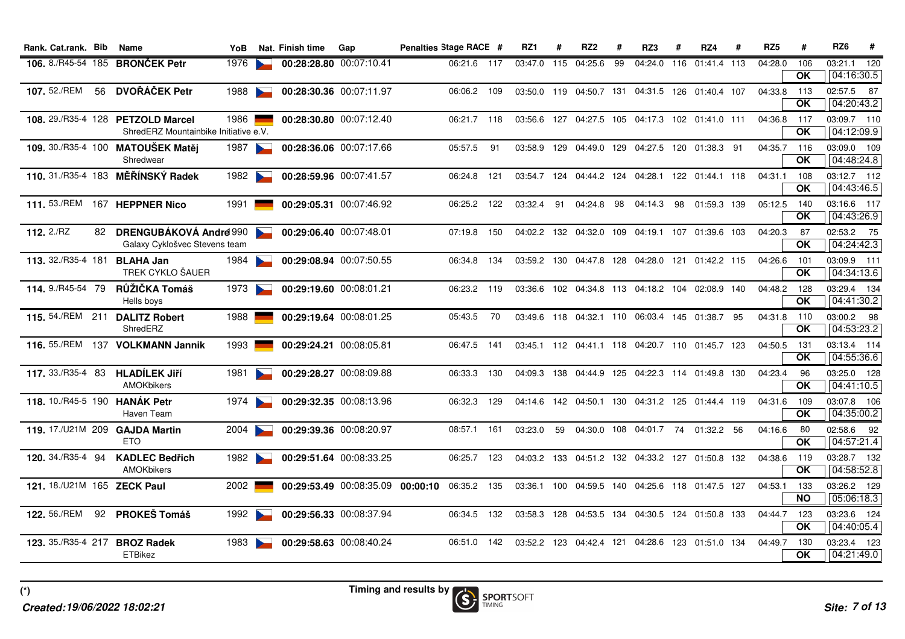| Rank. | Cat.rank. | Bib | Name | YoB | Nat. | Finish time | Gap | Penalties | Stage RACE | # | RZ1 | # | RZ2 | # | RZ3 | # | RZ4 | # | RZ5 | # | RZ6 | # |
|---|---|---|---|---|---|---|---|---|---|---|---|---|---|---|---|---|---|---|---|---|---|---|
| 106. | 8./R45-54 | 185 | **BRONČEK Petr** | 1976 | | **00:28:28.80** | 00:07:10.41 | | 06:21.6 | 117 | 03:47.0 | 115 | 04:25.6 | 99 | 04:24.0 | 116 | 01:41.4 | 113 | 04:28.0 | 106 | 03:21.1 | 120 |
| | | | | | | | | | | | | | | | | | | | | OK | 04:16:30.5 | |
| 107. | 52./REM | 56 | **DVOŘÁČEK Petr** | 1988 | | **00:28:30.36** | 00:07:11.97 | | 06:06.2 | 109 | 03:50.0 | 119 | 04:50.7 | 131 | 04:31.5 | 126 | 01:40.4 | 107 | 04:33.8 | 113 | 02:57.5 | 87 |
| | | | | | | | | | | | | | | | | | | | | OK | 04:20:43.2 | |
| 108. | 29./R35-4 | 128 | **PETZOLD Marcel** | 1986 | | **00:28:30.80** | 00:07:12.40 | | 06:21.7 | 118 | 03:56.6 | 127 | 04:27.5 | 105 | 04:17.3 | 102 | 01:41.0 | 111 | 04:36.8 | 117 | 03:09.7 | 110 |
| | | | ShredERZ Mountainbike Initiative e.V. | | | | | | | | | | | | | | | | | OK | 04:12:09.9 | |
| 109. | 30./R35-4 | 100 | **MATOUŠEK Matěj** | 1987 | | **00:28:36.06** | 00:07:17.66 | | 05:57.5 | 91 | 03:58.9 | 129 | 04:49.0 | 129 | 04:27.5 | 120 | 01:38.3 | 91 | 04:35.7 | 116 | 03:09.0 | 109 |
| | | | Shredwear | | | | | | | | | | | | | | | | | OK | 04:48:24.8 | |
| 110. | 31./R35-4 | 183 | **MĚŘÍNSKÝ Radek** | 1982 | | **00:28:59.96** | 00:07:41.57 | | 06:24.8 | 121 | 03:54.7 | 124 | 04:44.2 | 124 | 04:28.1 | 122 | 01:44.1 | 118 | 04:31.1 | 108 | 03:12.7 | 112 |
| | | | | | | | | | | | | | | | | | | | | OK | 04:43:46.5 | |
| 111. | 53./REM | 167 | **HEPPNER Nico** | 1991 | | **00:29:05.31** | 00:07:46.92 | | 06:25.2 | 122 | 03:32.4 | 91 | 04:24.8 | 98 | 04:14.3 | 98 | 01:59.3 | 139 | 05:12.5 | 140 | 03:16.6 | 117 |
| | | | | | | | | | | | | | | | | | | | | OK | 04:43:26.9 | |
| 112. | 2./RZ | 82 | **DRENGUBÁKOVÁ Andrea** | 1990 | | **00:29:06.40** | 00:07:48.01 | | 07:19.8 | 150 | 04:02.2 | 132 | 04:32.0 | 109 | 04:19.1 | 107 | 01:39.6 | 103 | 04:20.3 | 87 | 02:53.2 | 75 |
| | | | Galaxy Cyklošvec Stevens team | | | | | | | | | | | | | | | | | OK | 04:24:42.3 | |
| 113. | 32./R35-4 | 181 | **BLAHA Jan** | 1984 | | **00:29:08.94** | 00:07:50.55 | | 06:34.8 | 134 | 03:59.2 | 130 | 04:47.8 | 128 | 04:28.0 | 121 | 01:42.2 | 115 | 04:26.6 | 101 | 03:09.9 | 111 |
| | | | TREK CYKLO ŠAUER | | | | | | | | | | | | | | | | | OK | 04:34:13.6 | |
| 114. | 9./R45-54 | 79 | **RŮŽIČKA Tomáš** | 1973 | | **00:29:19.60** | 00:08:01.21 | | 06:23.2 | 119 | 03:36.6 | 102 | 04:34.8 | 113 | 04:18.2 | 104 | 02:08.9 | 140 | 04:48.2 | 128 | 03:29.4 | 134 |
| | | | Hells boys | | | | | | | | | | | | | | | | | OK | 04:41:30.2 | |
| 115. | 54./REM | 211 | **DALITZ Robert** | 1988 | | **00:29:19.64** | 00:08:01.25 | | 05:43.5 | 70 | 03:49.6 | 118 | 04:32.1 | 110 | 06:03.4 | 145 | 01:38.7 | 95 | 04:31.8 | 110 | 03:00.2 | 98 |
| | | | ShredERZ | | | | | | | | | | | | | | | | | OK | 04:53:23.2 | |
| 116. | 55./REM | 137 | **VOLKMANN Jannik** | 1993 | | **00:29:24.21** | 00:08:05.81 | | 06:47.5 | 141 | 03:45.1 | 112 | 04:41.1 | 118 | 04:20.7 | 110 | 01:45.7 | 123 | 04:50.5 | 131 | 03:13.4 | 114 |
| | | | | | | | | | | | | | | | | | | | | OK | 04:55:36.6 | |
| 117. | 33./R35-4 | 83 | **HLADÍLEK Jiří** | 1981 | | **00:29:28.27** | 00:08:09.88 | | 06:33.3 | 130 | 04:09.3 | 138 | 04:44.9 | 125 | 04:22.3 | 114 | 01:49.8 | 130 | 04:23.4 | 96 | 03:25.0 | 128 |
| | | | AMOKbikers | | | | | | | | | | | | | | | | | OK | 04:41:10.5 | |
| 118. | 10./R45-5 | 190 | **HANÁK Petr** | 1974 | | **00:29:32.35** | 00:08:13.96 | | 06:32.3 | 129 | 04:14.6 | 142 | 04:50.1 | 130 | 04:31.2 | 125 | 01:44.4 | 119 | 04:31.6 | 109 | 03:07.8 | 106 |
| | | | Haven Team | | | | | | | | | | | | | | | | | OK | 04:35:00.2 | |
| 119. | 17./U21M | 209 | **GAJDA Martin** | 2004 | | **00:29:39.36** | 00:08:20.97 | | 08:57.1 | 161 | 03:23.0 | 59 | 04:30.0 | 108 | 04:01.7 | 74 | 01:32.2 | 56 | 04:16.6 | 80 | 02:58.6 | 92 |
| | | | ETO | | | | | | | | | | | | | | | | | OK | 04:57:21.4 | |
| 120. | 34./R35-4 | 94 | **KADLEC Bedřich** | 1982 | | **00:29:51.64** | 00:08:33.25 | | 06:25.7 | 123 | 04:03.2 | 133 | 04:51.2 | 132 | 04:33.2 | 127 | 01:50.8 | 132 | 04:38.6 | 119 | 03:28.7 | 132 |
| | | | AMOKbikers | | | | | | | | | | | | | | | | | OK | 04:58:52.8 | |
| 121. | 18./U21M | 165 | **ZECK Paul** | 2002 | | **00:29:53.49** | 00:08:35.09 | **00:00:10** | 06:35.2 | 135 | 03:36.1 | 100 | 04:59.5 | 140 | 04:25.6 | 118 | 01:47.5 | 127 | 04:53.1 | 133 | 03:26.2 | 129 |
| | | | | | | | | | | | | | | | | | | | | NO | 05:06:18.3 | |
| 122. | 56./REM | 92 | **PROKEŠ Tomáš** | 1992 | | **00:29:56.33** | 00:08:37.94 | | 06:34.5 | 132 | 03:58.3 | 128 | 04:53.5 | 134 | 04:30.5 | 124 | 01:50.8 | 133 | 04:44.7 | 123 | 03:23.6 | 124 |
| | | | | | | | | | | | | | | | | | | | | OK | 04:40:05.4 | |
| 123. | 35./R35-4 | 217 | **BROZ Radek** | 1983 | | **00:29:58.63** | 00:08:40.24 | | 06:51.0 | 142 | 03:52.2 | 123 | 04:42.4 | 121 | 04:28.6 | 123 | 01:51.0 | 134 | 04:49.7 | 130 | 03:23.4 | 123 |
| | | | ETBikez | | | | | | | | | | | | | | | | | OK | 04:21:49.0 | |

(*)

*Created:19/06/2022 18:02:21*

Timing and results by SPORTSOFT TIMING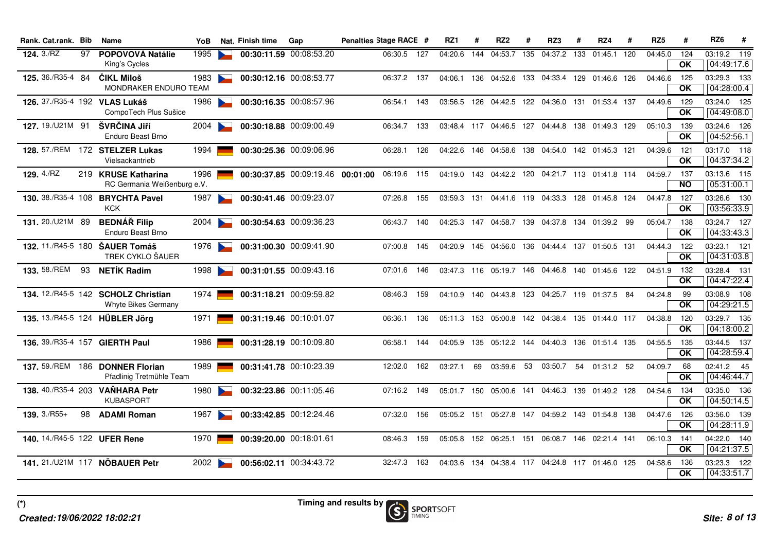| Rank. | Cat.rank. | Bib | Name | YoB | Nat. | Finish time | Gap | Penalties | Stage RACE | # | RZ1 | # | RZ2 | # | RZ3 | # | RZ4 | # | RZ5 | # | RZ6 | # |
|---|---|---|---|---|---|---|---|---|---|---|---|---|---|---|---|---|---|---|---|---|---|---|
| 124. | 3./RZ | 97 | **POPOVOVÁ Natálie**<br>King's Cycles | 1995 | | **00:30:11.59** | 00:08:53.20 | | 06:30.5 | 127 | 04:20.6 | 144 | 04:53.7 | 135 | 04:37.2 | 133 | 01:45.1 | 120 | 04:45.0 | 124<br>OK | 03:19.2<br>04:49:17.6 | 119 |
| 125. | 36./R35-4 | 84 | **ČIKL Miloš**<br>MONDRAKER ENDURO TEAM | 1983 | | **00:30:12.16** | 00:08:53.77 | | 06:37.2 | 137 | 04:06.1 | 136 | 04:52.6 | 133 | 04:33.4 | 129 | 01:46.6 | 126 | 04:46.6 | 125<br>OK | 03:29.3<br>04:28:00.4 | 133 |
| 126. | 37./R35-4 | 192 | **VLAS Lukáš**<br>CompoTech Plus Sušice | 1986 | | **00:30:16.35** | 00:08:57.96 | | 06:54.1 | 143 | 03:56.5 | 126 | 04:42.5 | 122 | 04:36.0 | 131 | 01:53.4 | 137 | 04:49.6 | 129<br>OK | 03:24.0<br>04:49:08.0 | 125 |
| 127. | 19./U21M | 91 | **ŠVRČINA Jiří**<br>Enduro Beast Brno | 2004 | | **00:30:18.88** | 00:09:00.49 | | 06:34.7 | 133 | 03:48.4 | 117 | 04:46.5 | 127 | 04:44.8 | 138 | 01:49.3 | 129 | 05:10.3 | 139<br>OK | 03:24.6<br>04:52:56.1 | 126 |
| 128. | 57./REM | 172 | **STELZER Lukas**<br>Vielsackantrieb | 1994 | | **00:30:25.36** | 00:09:06.96 | | 06:28.1 | 126 | 04:22.6 | 146 | 04:58.6 | 138 | 04:54.0 | 142 | 01:45.3 | 121 | 04:39.6 | 121<br>OK | 03:17.0<br>04:37:34.2 | 118 |
| 129. | 4./RZ | 219 | **KRUSE Katharina**<br>RC Germania Weißenburg e.V. | 1996 | | **00:30:37.85** | 00:09:19.46 | **00:01:00** | 06:19.6 | 115 | 04:19.0 | 143 | 04:42.2 | 120 | 04:21.7 | 113 | 01:41.8 | 114 | 04:59.7 | 137<br>NO | 03:13.6<br>05:31:00.1 | 115 |
| 130. | 38./R35-4 | 108 | **BRYCHTA Pavel**<br>KCK | 1987 | | **00:30:41.46** | 00:09:23.07 | | 07:26.8 | 155 | 03:59.3 | 131 | 04:41.6 | 119 | 04:33.3 | 128 | 01:45.8 | 124 | 04:47.8 | 127<br>OK | 03:26.6<br>03:56:33.9 | 130 |
| 131. | 20./U21M | 89 | **BEDNÁŘ Filip**<br>Enduro Beast Brno | 2004 | | **00:30:54.63** | 00:09:36.23 | | 06:43.7 | 140 | 04:25.3 | 147 | 04:58.7 | 139 | 04:37.8 | 134 | 01:39.2 | 99 | 05:04.7 | 138<br>OK | 03:24.7<br>04:33:43.3 | 127 |
| 132. | 11./R45-5 | 180 | **ŠAUER Tomáš**<br>TREK CYKLO ŠAUER | 1976 | | **00:31:00.30** | 00:09:41.90 | | 07:00.8 | 145 | 04:20.9 | 145 | 04:56.0 | 136 | 04:44.4 | 137 | 01:50.5 | 131 | 04:44.3 | 122<br>OK | 03:23.1<br>04:31:03.8 | 121 |
| 133. | 58./REM | 93 | **NETÍK Radim** | 1998 | | **00:31:01.55** | 00:09:43.16 | | 07:01.6 | 146 | 03:47.3 | 116 | 05:19.7 | 146 | 04:46.8 | 140 | 01:45.6 | 122 | 04:51.9 | 132<br>OK | 03:28.4<br>04:47:22.4 | 131 |
| 134. | 12./R45-5 | 142 | **SCHOLZ Christian**<br>Whyte Bikes Germany | 1974 | | **00:31:18.21** | 00:09:59.82 | | 08:46.3 | 159 | 04:10.9 | 140 | 04:43.8 | 123 | 04:25.7 | 119 | 01:37.5 | 84 | 04:24.8 | 99<br>OK | 03:08.9<br>04:29:21.5 | 108 |
| 135. | 13./R45-5 | 124 | **HÜBLER Jörg** | 1971 | | **00:31:19.46** | 00:10:01.07 | | 06:36.1 | 136 | 05:11.3 | 153 | 05:00.8 | 142 | 04:38.4 | 135 | 01:44.0 | 117 | 04:38.8 | 120<br>OK | 03:29.7<br>04:18:00.2 | 135 |
| 136. | 39./R35-4 | 157 | **GIERTH Paul** | 1986 | | **00:31:28.19** | 00:10:09.80 | | 06:58.1 | 144 | 04:05.9 | 135 | 05:12.2 | 144 | 04:40.3 | 136 | 01:51.4 | 135 | 04:55.5 | 135<br>OK | 03:44.5<br>04:28:59.4 | 137 |
| 137. | 59./REM | 186 | **DONNER Florian**<br>Pfadlinig Tretmühle Team | 1989 | | **00:31:41.78** | 00:10:23.39 | | 12:02.0 | 162 | 03:27.1 | 69 | 03:59.6 | 53 | 03:50.7 | 54 | 01:31.2 | 52 | 04:09.7 | 68<br>OK | 02:41.2<br>04:46:44.7 | 45 |
| 138. | 40./R35-4 | 203 | **VAŇHARA Petr**<br>KUBASPORT | 1980 | | **00:32:23.86** | 00:11:05.46 | | 07:16.2 | 149 | 05:01.7 | 150 | 05:00.6 | 141 | 04:46.3 | 139 | 01:49.2 | 128 | 04:54.6 | 134<br>OK | 03:35.0<br>04:50:14.5 | 136 |
| 139. | 3./R55+ | 98 | **ADAMI Roman** | 1967 | | **00:33:42.85** | 00:12:24.46 | | 07:32.0 | 156 | 05:05.2 | 151 | 05:27.8 | 147 | 04:59.2 | 143 | 01:54.8 | 138 | 04:47.6 | 126<br>OK | 03:56.0<br>04:28:11.9 | 139 |
| 140. | 14./R45-5 | 122 | **UFER Rene** | 1970 | | **00:39:20.00** | 00:18:01.61 | | 08:46.3 | 159 | 05:05.8 | 152 | 06:25.1 | 151 | 06:08.7 | 146 | 02:21.4 | 141 | 06:10.3 | 141<br>OK | 04:22.0<br>04:21:37.5 | 140 |
| 141. | 21./U21M | 117 | **NÖBAUER Petr** | 2002 | | **00:56:02.11** | 00:34:43.72 | | 32:47.3 | 163 | 04:03.6 | 134 | 04:38.4 | 117 | 04:24.8 | 117 | 01:46.0 | 125 | 04:58.6 | 136<br>OK | 03:23.3<br>04:33:51.7 | 122 |

(*)

*Created:19/06/2022 18:02:21*

Timing and results by SPORTSOFT TIMING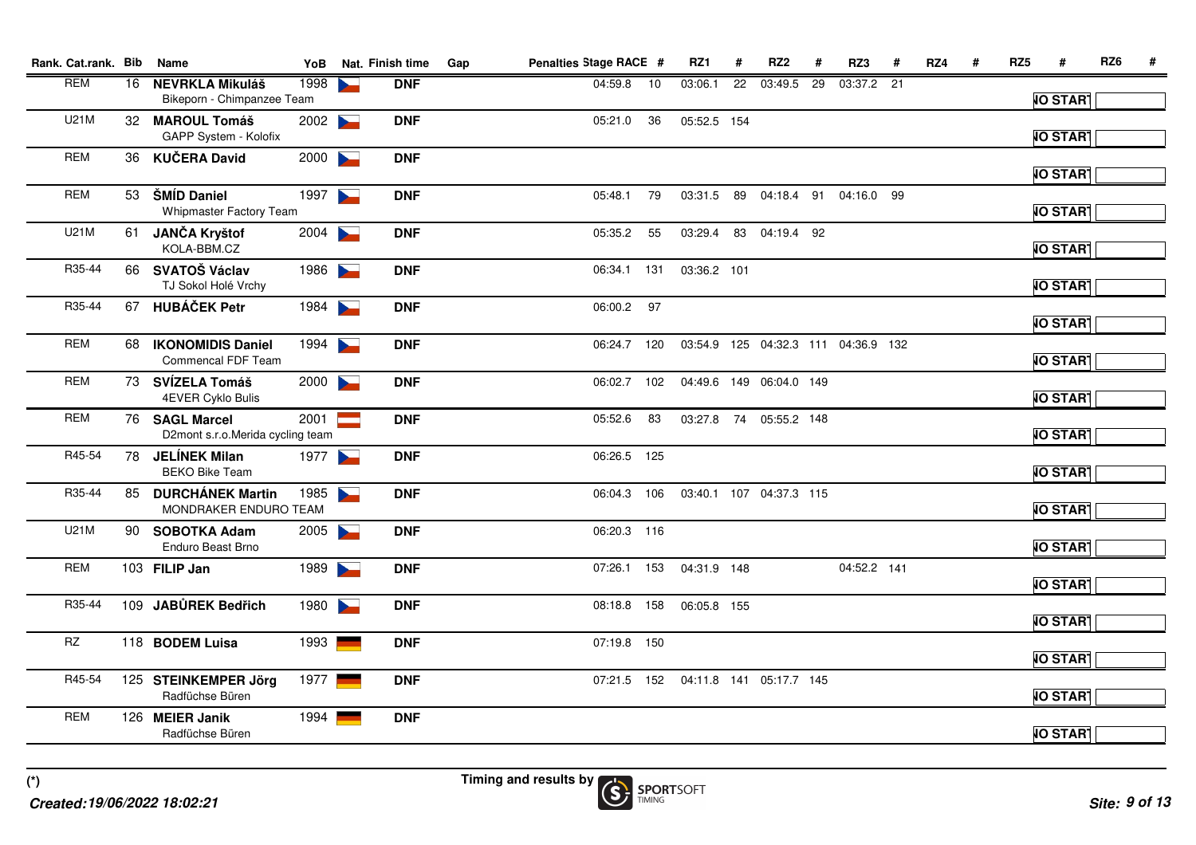| Rank. Cat.rank. | Bib | Name | YoB | Nat. | Finish time | Gap | Penalties | Stage RACE | # | RZ1 | # | RZ2 | # | RZ3 | # | RZ4 | # | RZ5 | # | RZ6 | # |
|---|---|---|---|---|---|---|---|---|---|---|---|---|---|---|---|---|---|---|---|---|---|
| REM | 16 | **NEVRKLA Mikuláš**<br>Bikeporn - Chimpanzee Team | 1998 | | **DNF** | | | 04:59.8 | 10 | 03:06.1 | 22 | 03:49.5 | 29 | 03:37.2 | 21 | | | NO START | | | |
| U21M | 32 | **MAROUL Tomáš**<br>GAPP System - Kolofix | 2002 | | **DNF** | | | 05:21.0 | 36 | 05:52.5 | 154 | | | | | | | NO START | | | |
| REM | 36 | **KUČERA David** | 2000 | | **DNF** | | | | | | | | | | | | | NO START | | | |
| REM | 53 | **ŠMÍD Daniel**<br>Whipmaster Factory Team | 1997 | | **DNF** | | | 05:48.1 | 79 | 03:31.5 | 89 | 04:18.4 | 91 | 04:16.0 | 99 | | | NO START | | | |
| U21M | 61 | **JANČA Kryštof**<br>KOLA-BBM.CZ | 2004 | | **DNF** | | | 05:35.2 | 55 | 03:29.4 | 83 | 04:19.4 | 92 | | | | | NO START | | | |
| R35-44 | 66 | **SVATOŠ Václav**<br>TJ Sokol Holé Vrchy | 1986 | | **DNF** | | | 06:34.1 | 131 | 03:36.2 | 101 | | | | | | | NO START | | | |
| R35-44 | 67 | **HUBÁČEK Petr** | 1984 | | **DNF** | | | 06:00.2 | 97 | | | | | | | | | NO START | | | |
| REM | 68 | **IKONOMIDIS Daniel**<br>Commencal FDF Team | 1994 | | **DNF** | | | 06:24.7 | 120 | 03:54.9 | 125 | 04:32.3 | 111 | 04:36.9 | 132 | | | NO START | | | |
| REM | 73 | **SVÍZELA Tomáš**<br>4EVER Cyklo Bulis | 2000 | | **DNF** | | | 06:02.7 | 102 | 04:49.6 | 149 | 06:04.0 | 149 | | | | | NO START | | | |
| REM | 76 | **SAGL Marcel**<br>D2mont s.r.o.Merida cycling team | 2001 | | **DNF** | | | 05:52.6 | 83 | 03:27.8 | 74 | 05:55.2 | 148 | | | | | NO START | | | |
| R45-54 | 78 | **JELÍNEK Milan**<br>BEKO Bike Team | 1977 | | **DNF** | | | 06:26.5 | 125 | | | | | | | | | NO START | | | |
| R35-44 | 85 | **DURCHÁNEK Martin**<br>MONDRAKER ENDURO TEAM | 1985 | | **DNF** | | | 06:04.3 | 106 | 03:40.1 | 107 | 04:37.3 | 115 | | | | | NO START | | | |
| U21M | 90 | **SOBOTKA Adam**<br>Enduro Beast Brno | 2005 | | **DNF** | | | 06:20.3 | 116 | | | | | | | | | NO START | | | |
| REM | 103 | **FILIP Jan** | 1989 | | **DNF** | | | 07:26.1 | 153 | 04:31.9 | 148 | | | 04:52.2 | 141 | | | NO START | | | |
| R35-44 | 109 | **JABŮREK Bedřich** | 1980 | | **DNF** | | | 08:18.8 | 158 | 06:05.8 | 155 | | | | | | | NO START | | | |
| RZ | 118 | **BODEM Luisa** | 1993 | | **DNF** | | | 07:19.8 | 150 | | | | | | | | | NO START | | | |
| R45-54 | 125 | **STEINKEMPER Jörg**<br>Radfüchse Büren | 1977 | | **DNF** | | | 07:21.5 | 152 | 04:11.8 | 141 | 05:17.7 | 145 | | | | | NO START | | | |
| REM | 126 | **MEIER Janik**<br>Radfüchse Büren | 1994 | | **DNF** | | | | | | | | | | | | | NO START | | | |

(*)

*Created:19/06/2022 18:02:21*

Timing and results by SPORTSOFT TIMING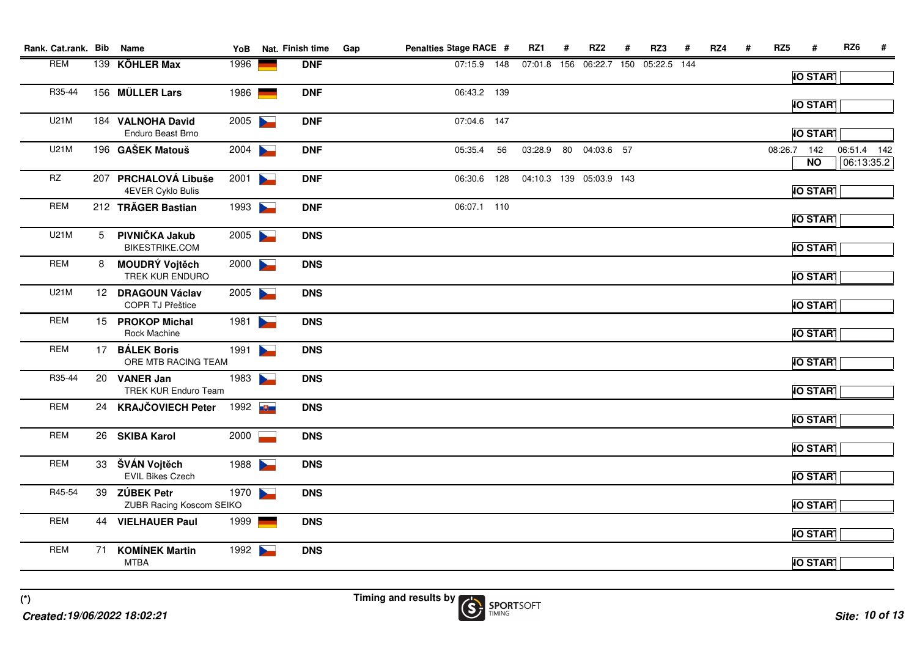| Rank. | Cat.rank. | Bib | Name | YoB | Nat. | Finish time | Gap | Penalties | Stage RACE | # | RZ1 | # | RZ2 | # | RZ3 | # | RZ4 | # | RZ5 | # | RZ6 | # |
|---|---|---|---|---|---|---|---|---|---|---|---|---|---|---|---|---|---|---|---|---|---|---|
| | REM | 139 | **KÖHLER Max** | 1996 | | **DNF** | | | 07:15.9 | 148 | 07:01.8 | 156 | 06:22.7 | 150 | 05:22.5 | 144 | | | | **NO START** | | |
| | R35-44 | 156 | **MÜLLER Lars** | 1986 | | **DNF** | | | 06:43.2 | 139 | | | | | | | | | | **NO START** | | |
| | U21M | 184 | **VALNOHA David**<br>Enduro Beast Brno | 2005 | | **DNF** | | | 07:04.6 | 147 | | | | | | | | | | **NO START** | | |
| | U21M | 196 | **GAŠEK Matouš** | 2004 | | **DNF** | | | 05:35.4 | 56 | 03:28.9 | 80 | 04:03.6 | 57 | | | | | 08:26.7 | 142<br>**NO** | 06:51.4<br>06:13:35.2 | 142 |
| | RZ | 207 | **PRCHALOVÁ Libuše**<br>4EVER Cyklo Bulis | 2001 | | **DNF** | | | 06:30.6 | 128 | 04:10.3 | 139 | 05:03.9 | 143 | | | | | | **NO START** | | |
| | REM | 212 | **TRÄGER Bastian** | 1993 | | **DNF** | | | 06:07.1 | 110 | | | | | | | | | | **NO START** | | |
| | U21M | 5 | **PIVNIČKA Jakub**<br>BIKESTRIKE.COM | 2005 | | **DNS** | | | | | | | | | | | | | | **NO START** | | |
| | REM | 8 | **MOUDRÝ Vojtěch**<br>TREK KUR ENDURO | 2000 | | **DNS** | | | | | | | | | | | | | | **NO START** | | |
| | U21M | 12 | **DRAGOUN Václav**<br>COPR TJ Přeštice | 2005 | | **DNS** | | | | | | | | | | | | | | **NO START** | | |
| | REM | 15 | **PROKOP Michal**<br>Rock Machine | 1981 | | **DNS** | | | | | | | | | | | | | | **NO START** | | |
| | REM | 17 | **BÁLEK Boris**<br>ORE MTB RACING TEAM | 1991 | | **DNS** | | | | | | | | | | | | | | **NO START** | | |
| | R35-44 | 20 | **VANER Jan**<br>TREK KUR Enduro Team | 1983 | | **DNS** | | | | | | | | | | | | | | **NO START** | | |
| | REM | 24 | **KRAJČOVIECH Peter** | 1992 | | **DNS** | | | | | | | | | | | | | | **NO START** | | |
| | REM | 26 | **SKIBA Karol** | 2000 | | **DNS** | | | | | | | | | | | | | | **NO START** | | |
| | REM | 33 | **ŠVÁN Vojtěch**<br>EVIL Bikes Czech | 1988 | | **DNS** | | | | | | | | | | | | | | **NO START** | | |
| | R45-54 | 39 | **ZÚBEK Petr**<br>ZUBR Racing Koscom SEIKO | 1970 | | **DNS** | | | | | | | | | | | | | | **NO START** | | |
| | REM | 44 | **VIELHAUER Paul** | 1999 | | **DNS** | | | | | | | | | | | | | | **NO START** | | |
| | REM | 71 | **KOMÍNEK Martin**<br>MTBA | 1992 | | **DNS** | | | | | | | | | | | | | | **NO START** | | |

(*)

Timing and results by SPORTSOFT TIMING

*Created:19/06/2022 18:02:21*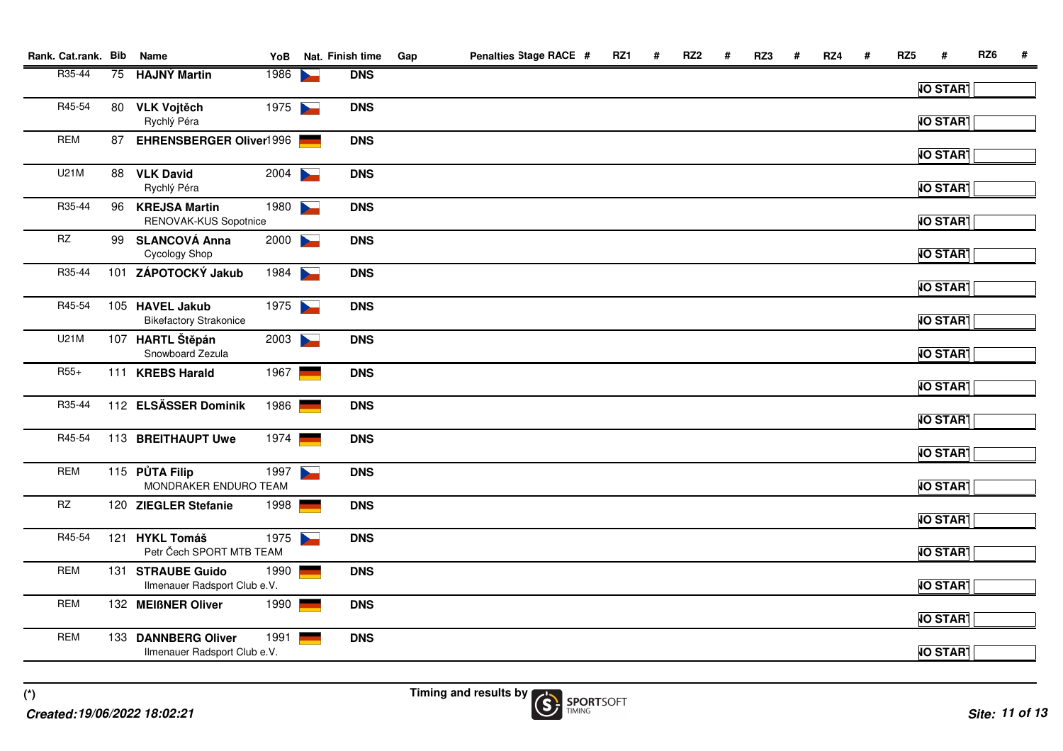| Rank. | Cat.rank. | Bib | Name | YoB | Nat. | Finish time | Gap | Penalties | Stage RACE | # | RZ1 | # | RZ2 | # | RZ3 | # | RZ4 | # | RZ5 | # | RZ6 | # |
|---|---|---|---|---|---|---|---|---|---|---|---|---|---|---|---|---|---|---|---|---|---|---|
| | R35-44 | 75 | HAJNÝ Martin | 1986 | CZE | DNS | | | | | | | | | | | | | | NO START | | |
| | R45-54 | 80 | VLK Vojtěch<br>Rychlý Péra | 1975 | CZE | DNS | | | | | | | | | | | | | | NO START | | |
| | REM | 87 | EHRENSBERGER Oliver | 1996 | GER | DNS | | | | | | | | | | | | | | NO START | | |
| | U21M | 88 | VLK David<br>Rychlý Péra | 2004 | CZE | DNS | | | | | | | | | | | | | | NO START | | |
| | R35-44 | 96 | KREJSA Martin<br>RENOVAK-KUS Sopotnice | 1980 | CZE | DNS | | | | | | | | | | | | | | NO START | | |
| | RZ | 99 | SLANCOVÁ Anna<br>Cycology Shop | 2000 | CZE | DNS | | | | | | | | | | | | | | NO START | | |
| | R35-44 | 101 | ZÁPOTOCKÝ Jakub | 1984 | CZE | DNS | | | | | | | | | | | | | | NO START | | |
| | R45-54 | 105 | HAVEL Jakub<br>Bikefactory Strakonice | 1975 | CZE | DNS | | | | | | | | | | | | | | NO START | | |
| | U21M | 107 | HARTL Štěpán<br>Snowboard Zezula | 2003 | CZE | DNS | | | | | | | | | | | | | | NO START | | |
| | R55+ | 111 | KREBS Harald | 1967 | GER | DNS | | | | | | | | | | | | | | NO START | | |
| | R35-44 | 112 | ELSÄSSER Dominik | 1986 | GER | DNS | | | | | | | | | | | | | | NO START | | |
| | R45-54 | 113 | BREITHAUPT Uwe | 1974 | GER | DNS | | | | | | | | | | | | | | NO START | | |
| | REM | 115 | PŮTA Filip<br>MONDRAKER ENDURO TEAM | 1997 | CZE | DNS | | | | | | | | | | | | | | NO START | | |
| | RZ | 120 | ZIEGLER Stefanie | 1998 | GER | DNS | | | | | | | | | | | | | | NO START | | |
| | R45-54 | 121 | HYKL Tomáš<br>Petr Čech SPORT MTB TEAM | 1975 | CZE | DNS | | | | | | | | | | | | | | NO START | | |
| | REM | 131 | STRAUBE Guido<br>Ilmenauer Radsport Club e.V. | 1990 | GER | DNS | | | | | | | | | | | | | | NO START | | |
| | REM | 132 | MEIßNER Oliver | 1990 | GER | DNS | | | | | | | | | | | | | | NO START | | |
| | REM | 133 | DANNBERG Oliver<br>Ilmenauer Radsport Club e.V. | 1991 | GER | DNS | | | | | | | | | | | | | | NO START | | |

(*)

*Created:19/06/2022 18:02:21*

Timing and results by SPORTSOFT TIMING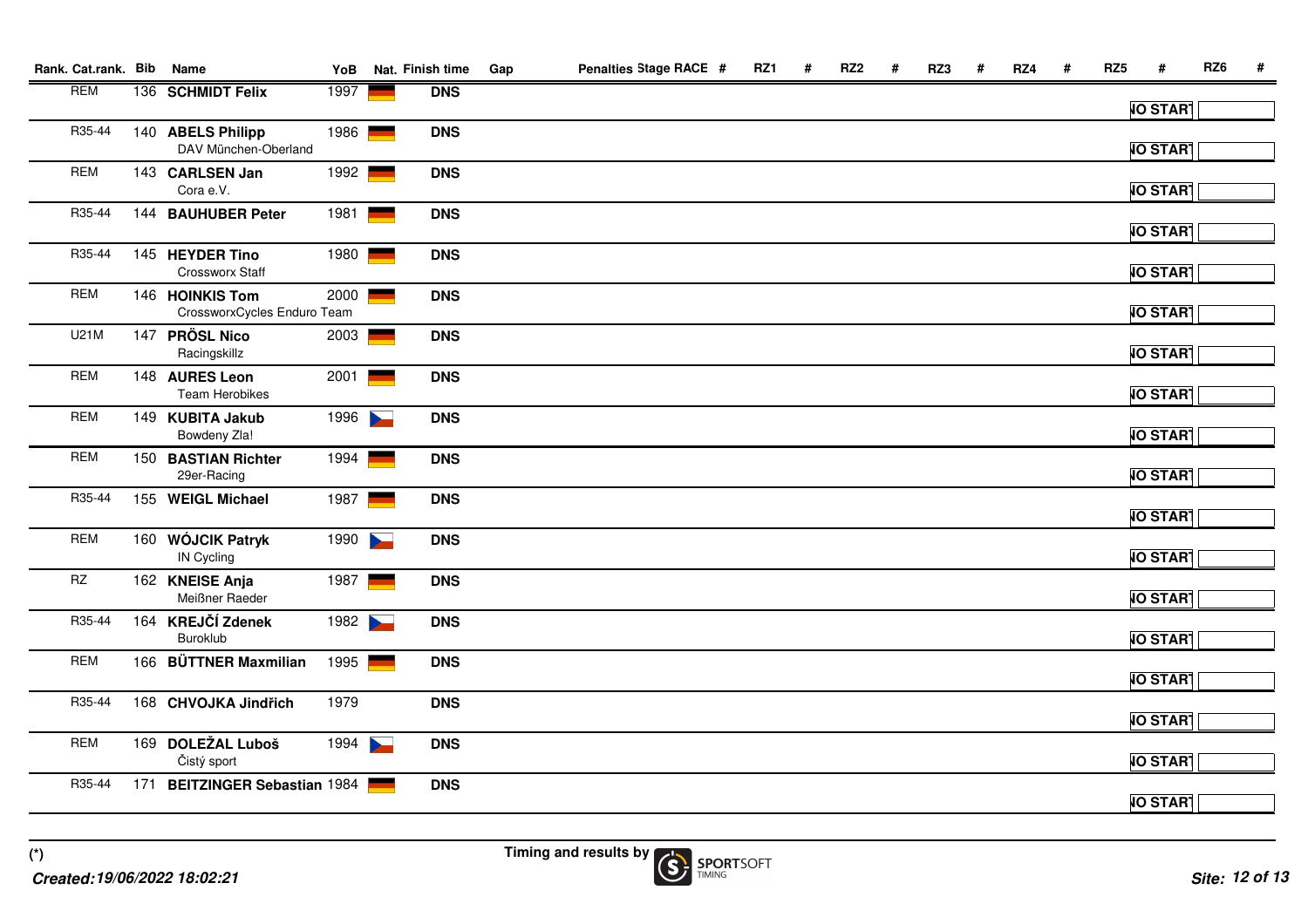| Rank. | Cat.rank. | Bib | Name | YoB | Nat. | Finish time | Gap | Penalties | Stage RACE | # | RZ1 | # | RZ2 | # | RZ3 | # | RZ4 | # | RZ5 | # | RZ6 | # |
|---|---|---|---|---|---|---|---|---|---|---|---|---|---|---|---|---|---|---|---|---|---|---|
| | REM | 136 | **SCHMIDT Felix** | 1997 | | **DNS** | | | | | | | | | | | | | | **NO START** | | |
| | R35-44 | 140 | **ABELS Philipp**<br>DAV München-Oberland | 1986 | | **DNS** | | | | | | | | | | | | | | **NO START** | | |
| | REM | 143 | **CARLSEN Jan**<br>Cora e.V. | 1992 | | **DNS** | | | | | | | | | | | | | | **NO START** | | |
| | R35-44 | 144 | **BAUHUBER Peter** | 1981 | | **DNS** | | | | | | | | | | | | | | **NO START** | | |
| | R35-44 | 145 | **HEYDER Tino**<br>Crossworx Staff | 1980 | | **DNS** | | | | | | | | | | | | | | **NO START** | | |
| | REM | 146 | **HOINKIS Tom**<br>CrossworxCycles Enduro Team | 2000 | | **DNS** | | | | | | | | | | | | | | **NO START** | | |
| | U21M | 147 | **PRÖSL Nico**<br>Racingskillz | 2003 | | **DNS** | | | | | | | | | | | | | | **NO START** | | |
| | REM | 148 | **AURES Leon**<br>Team Herobikes | 2001 | | **DNS** | | | | | | | | | | | | | | **NO START** | | |
| | REM | 149 | **KUBITA Jakub**<br>Bowdeny Zla! | 1996 | | **DNS** | | | | | | | | | | | | | | **NO START** | | |
| | REM | 150 | **BASTIAN Richter**<br>29er-Racing | 1994 | | **DNS** | | | | | | | | | | | | | | **NO START** | | |
| | R35-44 | 155 | **WEIGL Michael** | 1987 | | **DNS** | | | | | | | | | | | | | | **NO START** | | |
| | REM | 160 | **WÓJCIK Patryk**<br>IN Cycling | 1990 | | **DNS** | | | | | | | | | | | | | | **NO START** | | |
| | RZ | 162 | **KNEISE Anja**<br>Meißner Raeder | 1987 | | **DNS** | | | | | | | | | | | | | | **NO START** | | |
| | R35-44 | 164 | **KREJČÍ Zdenek**<br>Buroklub | 1982 | | **DNS** | | | | | | | | | | | | | | **NO START** | | |
| | REM | 166 | **BÜTTNER Maxmilian** | 1995 | | **DNS** | | | | | | | | | | | | | | **NO START** | | |
| | R35-44 | 168 | **CHVOJKA Jindřich** | 1979 | | **DNS** | | | | | | | | | | | | | | **NO START** | | |
| | REM | 169 | **DOLEŽAL Luboš**<br>Čistý sport | 1994 | | **DNS** | | | | | | | | | | | | | | **NO START** | | |
| | R35-44 | 171 | **BEITZINGER Sebastian** | 1984 | | **DNS** | | | | | | | | | | | | | | **NO START** | | |

(*)

*Created:19/06/2022 18:02:21*

Timing and results by SPORTSOFT TIMING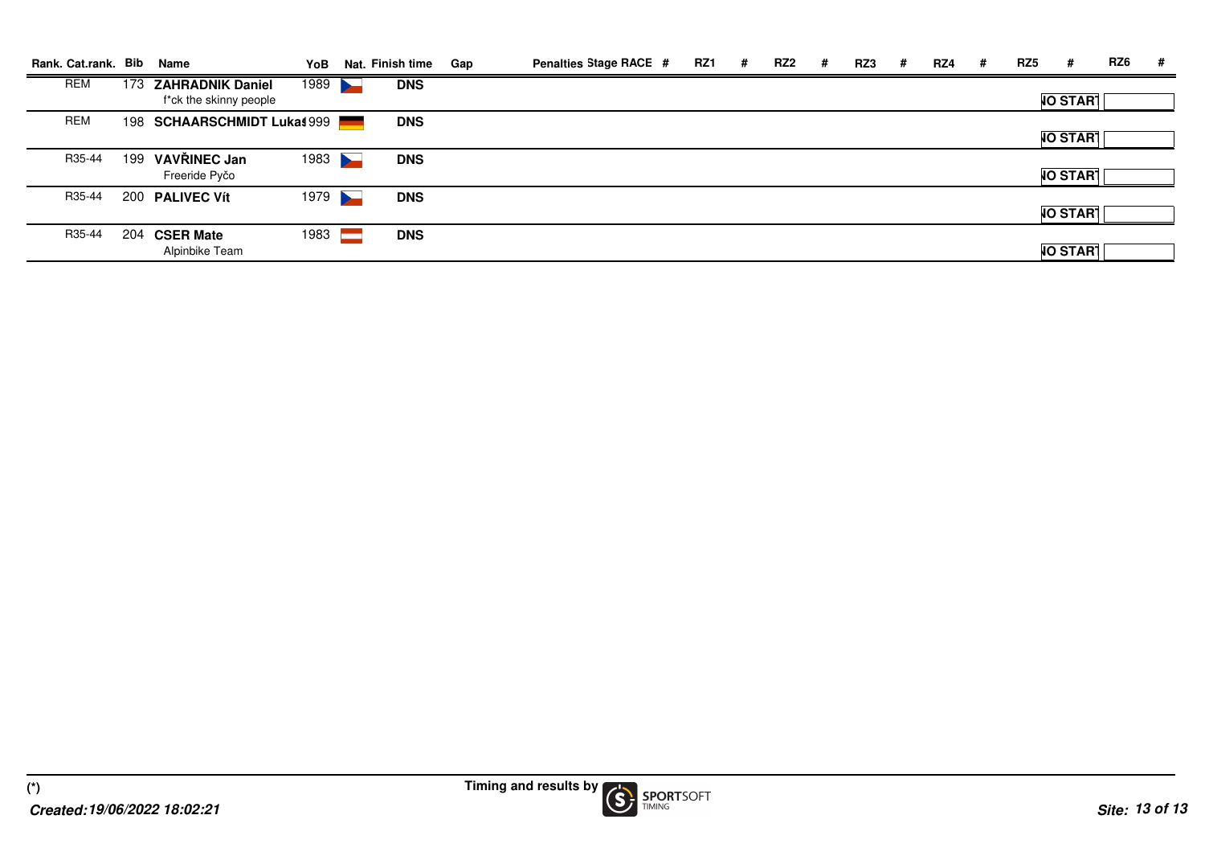| Rank. | Cat.rank. | Bib | Name | YoB | Nat. | Finish time | Gap | Penalties | Stage RACE | # | RZ1 | # | RZ2 | # | RZ3 | # | RZ4 | # | RZ5 | # | RZ6 | # |
|---|---|---|---|---|---|---|---|---|---|---|---|---|---|---|---|---|---|---|---|---|---|---|
| | REM | 173 | **ZAHRADNIK Daniel**<br>f*ck the skinny people | 1989 | | **DNS** | | | | | | | | | | | | | | **NO START** | | |
| | REM | 198 | **SCHAARSCHMIDT Lukas** | 1999 | | **DNS** | | | | | | | | | | | | | | **NO START** | | |
| | R35-44 | 199 | **VAVŘINEC Jan**<br>Freeride Pyčo | 1983 | | **DNS** | | | | | | | | | | | | | | **NO START** | | |
| | R35-44 | 200 | **PALIVEC Vít** | 1979 | | **DNS** | | | | | | | | | | | | | | **NO START** | | |
| | R35-44 | 204 | **CSER Mate**<br>Alpinbike Team | 1983 | | **DNS** | | | | | | | | | | | | | | **NO START** | | |

(*)

*Created:19/06/2022 18:02:21*

Timing and results by SPORTSOFT TIMING